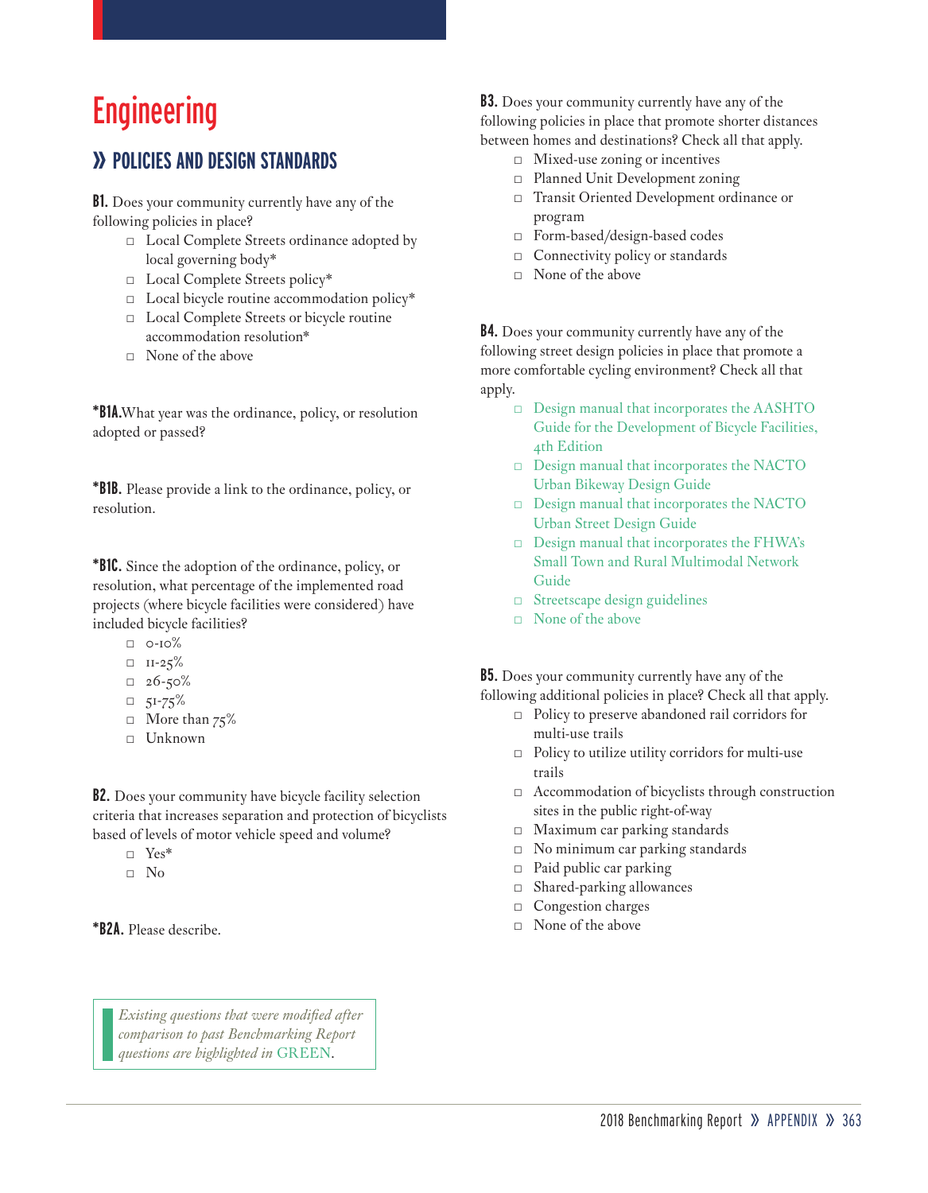# Engineering

## » POLICIES AND DESIGN STANDARDS

**B1.** Does your community currently have any of the following policies in place?

- □ Local Complete Streets ordinance adopted by local governing body*
- □ Local Complete Streets policy*
- □ Local bicycle routine accommodation policy*
- □ Local Complete Streets or bicycle routine accommodation resolution*
- □ None of the above

***B1A.** What year was the ordinance, policy, or resolution adopted or passed?

***B1B.** Please provide a link to the ordinance, policy, or resolution.

***B1C.** Since the adoption of the ordinance, policy, or resolution, what percentage of the implemented road projects (where bicycle facilities were considered) have included bicycle facilities?

- □ 0-10%
- □ 11-25%
- □ 26-50%
- □ 51-75%
- □ More than 75%
- □ Unknown

**B2.** Does your community have bicycle facility selection criteria that increases separation and protection of bicyclists based of levels of motor vehicle speed and volume?

- □ Yes*
- □ No

***B2A.** Please describe.

*Existing questions that were modified after comparison to past Benchmarking Report questions are highlighted in GREEN.*

**B3.** Does your community currently have any of the following policies in place that promote shorter distances between homes and destinations? Check all that apply.

- □ Mixed-use zoning or incentives
- □ Planned Unit Development zoning
- □ Transit Oriented Development ordinance or program
- □ Form-based/design-based codes
- □ Connectivity policy or standards
- □ None of the above

**B4.** Does your community currently have any of the following street design policies in place that promote a more comfortable cycling environment? Check all that apply.

- □ Design manual that incorporates the AASHTO Guide for the Development of Bicycle Facilities, 4th Edition
- □ Design manual that incorporates the NACTO Urban Bikeway Design Guide
- □ Design manual that incorporates the NACTO Urban Street Design Guide
- □ Design manual that incorporates the FHWA's Small Town and Rural Multimodal Network Guide
- □ Streetscape design guidelines
- □ None of the above

**B5.** Does your community currently have any of the following additional policies in place? Check all that apply.

- □ Policy to preserve abandoned rail corridors for multi-use trails
- □ Policy to utilize utility corridors for multi-use trails
- □ Accommodation of bicyclists through construction sites in the public right-of-way
- □ Maximum car parking standards
- □ No minimum car parking standards
- □ Paid public car parking
- □ Shared-parking allowances
- □ Congestion charges
- □ None of the above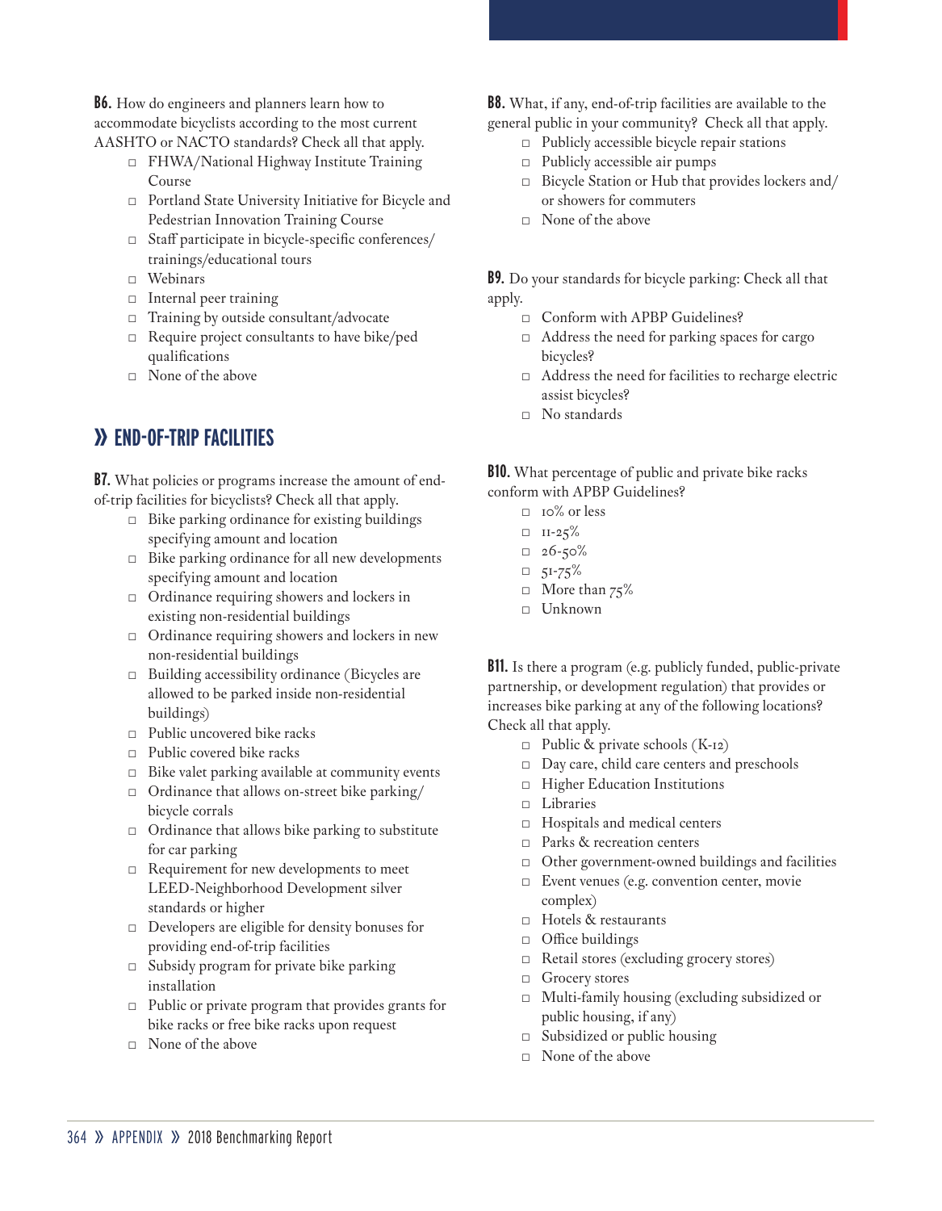**B6.** How do engineers and planners learn how to accommodate bicyclists according to the most current AASHTO or NACTO standards? Check all that apply.

- □ FHWA/National Highway Institute Training Course
- □ Portland State University Initiative for Bicycle and Pedestrian Innovation Training Course
- □ Staff participate in bicycle-specific conferences/ trainings/educational tours
- □ Webinars
- □ Internal peer training
- □ Training by outside consultant/advocate
- □ Require project consultants to have bike/ped qualifications
- □ None of the above

## » END-OF-TRIP FACILITIES

**B7.** What policies or programs increase the amount of end-of-trip facilities for bicyclists? Check all that apply.

- □ Bike parking ordinance for existing buildings specifying amount and location
- □ Bike parking ordinance for all new developments specifying amount and location
- □ Ordinance requiring showers and lockers in existing non-residential buildings
- □ Ordinance requiring showers and lockers in new non-residential buildings
- □ Building accessibility ordinance (Bicycles are allowed to be parked inside non-residential buildings)
- □ Public uncovered bike racks
- □ Public covered bike racks
- □ Bike valet parking available at community events
- □ Ordinance that allows on-street bike parking/ bicycle corrals
- □ Ordinance that allows bike parking to substitute for car parking
- □ Requirement for new developments to meet LEED-Neighborhood Development silver standards or higher
- □ Developers are eligible for density bonuses for providing end-of-trip facilities
- □ Subsidy program for private bike parking installation
- □ Public or private program that provides grants for bike racks or free bike racks upon request
- □ None of the above

**B8.** What, if any, end-of-trip facilities are available to the general public in your community? Check all that apply.

- □ Publicly accessible bicycle repair stations
- □ Publicly accessible air pumps
- □ Bicycle Station or Hub that provides lockers and/ or showers for commuters
- □ None of the above

**B9.** Do your standards for bicycle parking: Check all that apply.

- □ Conform with APBP Guidelines?
- □ Address the need for parking spaces for cargo bicycles?
- □ Address the need for facilities to recharge electric assist bicycles?
- □ No standards

**B10.** What percentage of public and private bike racks conform with APBP Guidelines?

- □ 10% or less
- □ 11-25%
- □ 26-50%
- □ 51-75%
- □ More than 75%
- □ Unknown

**B11.** Is there a program (e.g. publicly funded, public-private partnership, or development regulation) that provides or increases bike parking at any of the following locations? Check all that apply.

- □ Public & private schools (K-12)
- □ Day care, child care centers and preschools
- □ Higher Education Institutions
- □ Libraries
- □ Hospitals and medical centers
- □ Parks & recreation centers
- □ Other government-owned buildings and facilities
- □ Event venues (e.g. convention center, movie complex)
- □ Hotels & restaurants
- □ Office buildings
- □ Retail stores (excluding grocery stores)
- □ Grocery stores
- □ Multi-family housing (excluding subsidized or public housing, if any)
- □ Subsidized or public housing
- □ None of the above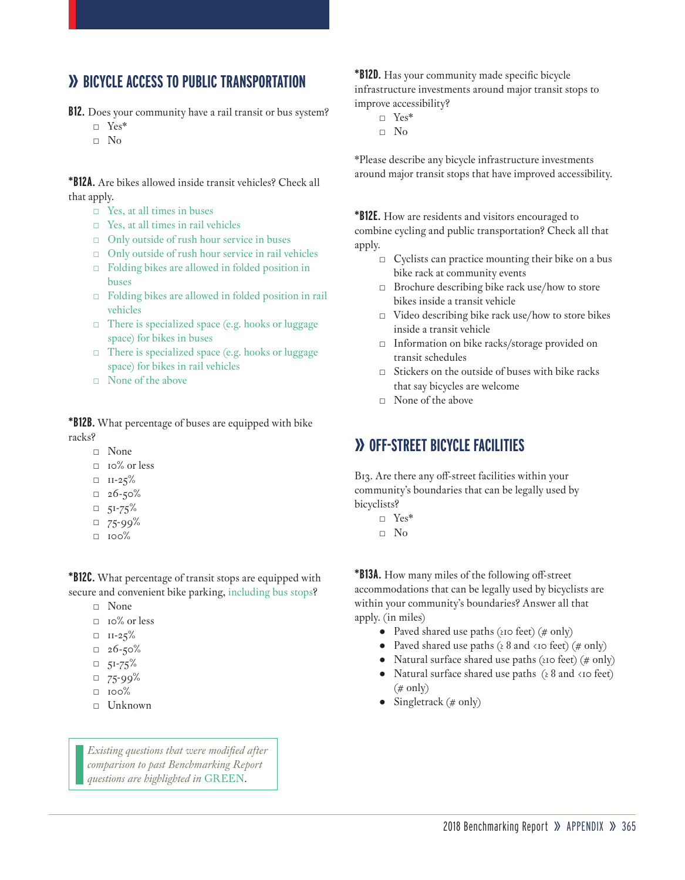## » BICYCLE ACCESS TO PUBLIC TRANSPORTATION

**B12.** Does your community have a rail transit or bus system?

- □ Yes*
- □ No

***B12A.** Are bikes allowed inside transit vehicles? Check all that apply.

- □ Yes, at all times in buses
- □ Yes, at all times in rail vehicles
- □ Only outside of rush hour service in buses
- □ Only outside of rush hour service in rail vehicles
- □ Folding bikes are allowed in folded position in buses
- □ Folding bikes are allowed in folded position in rail vehicles
- □ There is specialized space (e.g. hooks or luggage space) for bikes in buses
- □ There is specialized space (e.g. hooks or luggage space) for bikes in rail vehicles
- □ None of the above

***B12B.** What percentage of buses are equipped with bike racks?

- □ None
- □ 10% or less
- □ 11-25%
- □ 26-50%
- □ 51-75%
- □ 75-99%
- □ 100%

***B12C.** What percentage of transit stops are equipped with secure and convenient bike parking, including bus stops?

- □ None
- □ 10% or less
- □ 11-25%
- □ 26-50%
- □ 51-75%
- □ 75-99%
- □ 100%
- □ Unknown

> *Existing questions that were modified after comparison to past Benchmarking Report questions are highlighted in* GREEN.

***B12D.** Has your community made specific bicycle infrastructure investments around major transit stops to improve accessibility?

- □ Yes*
- □ No

*Please describe any bicycle infrastructure investments around major transit stops that have improved accessibility.

***B12E.** How are residents and visitors encouraged to combine cycling and public transportation? Check all that apply.

- □ Cyclists can practice mounting their bike on a bus bike rack at community events
- □ Brochure describing bike rack use/how to store bikes inside a transit vehicle
- □ Video describing bike rack use/how to store bikes inside a transit vehicle
- □ Information on bike racks/storage provided on transit schedules
- □ Stickers on the outside of buses with bike racks that say bicycles are welcome
- □ None of the above

## » OFF-STREET BICYCLE FACILITIES

B13. Are there any off-street facilities within your community's boundaries that can be legally used by bicyclists?

- □ Yes*
- □ No

***B13A.** How many miles of the following off-street accommodations that can be legally used by bicyclists are within your community's boundaries? Answer all that apply. (in miles)

- Paved shared use paths (≥10 feet) (# only)
- Paved shared use paths (≥ 8 and <10 feet) (# only)
- Natural surface shared use paths (≥10 feet) (# only)
- Natural surface shared use paths (≥ 8 and <10 feet) (# only)
- Singletrack (# only)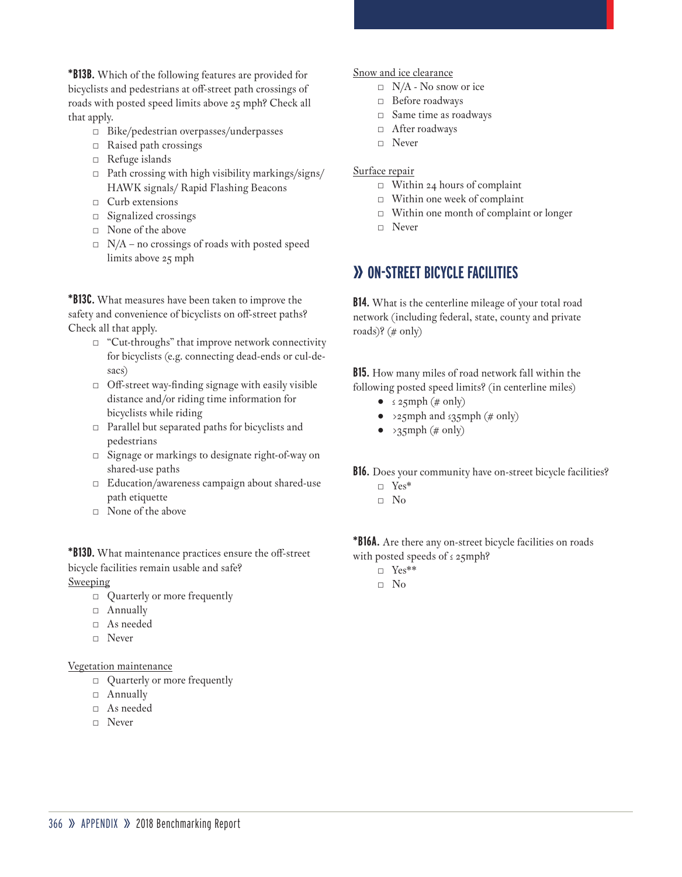**\*B13B.** Which of the following features are provided for bicyclists and pedestrians at off-street path crossings of roads with posted speed limits above 25 mph? Check all that apply.

- □ Bike/pedestrian overpasses/underpasses
- □ Raised path crossings
- □ Refuge islands
- □ Path crossing with high visibility markings/signs/ HAWK signals/ Rapid Flashing Beacons
- □ Curb extensions
- □ Signalized crossings
- □ None of the above
- □ N/A – no crossings of roads with posted speed limits above 25 mph

**\*B13C.** What measures have been taken to improve the safety and convenience of bicyclists on off-street paths? Check all that apply.

- □ "Cut-throughs" that improve network connectivity for bicyclists (e.g. connecting dead-ends or cul-de-sacs)
- □ Off-street way-finding signage with easily visible distance and/or riding time information for bicyclists while riding
- □ Parallel but separated paths for bicyclists and pedestrians
- □ Signage or markings to designate right-of-way on shared-use paths
- □ Education/awareness campaign about shared-use path etiquette
- □ None of the above

**\*B13D.** What maintenance practices ensure the off-street bicycle facilities remain usable and safe?

Sweeping

- □ Quarterly or more frequently
- □ Annually
- □ As needed
- □ Never

Vegetation maintenance

- □ Quarterly or more frequently
- □ Annually
- □ As needed
- □ Never

Snow and ice clearance

- □ N/A - No snow or ice
- □ Before roadways
- □ Same time as roadways
- □ After roadways
- □ Never

Surface repair

- □ Within 24 hours of complaint
- □ Within one week of complaint
- □ Within one month of complaint or longer
- □ Never

## » ON-STREET BICYCLE FACILITIES

**B14.** What is the centerline mileage of your total road network (including federal, state, county and private roads)? (# only)

**B15.** How many miles of road network fall within the following posted speed limits? (in centerline miles)

- ≤ 25mph (# only)
- >25mph and ≤35mph (# only)
- >35mph (# only)

**B16.** Does your community have on-street bicycle facilities?

- □ Yes*
- □ No

**\*B16A.** Are there any on-street bicycle facilities on roads with posted speeds of ≤ 25mph?

- □ Yes**
- □ No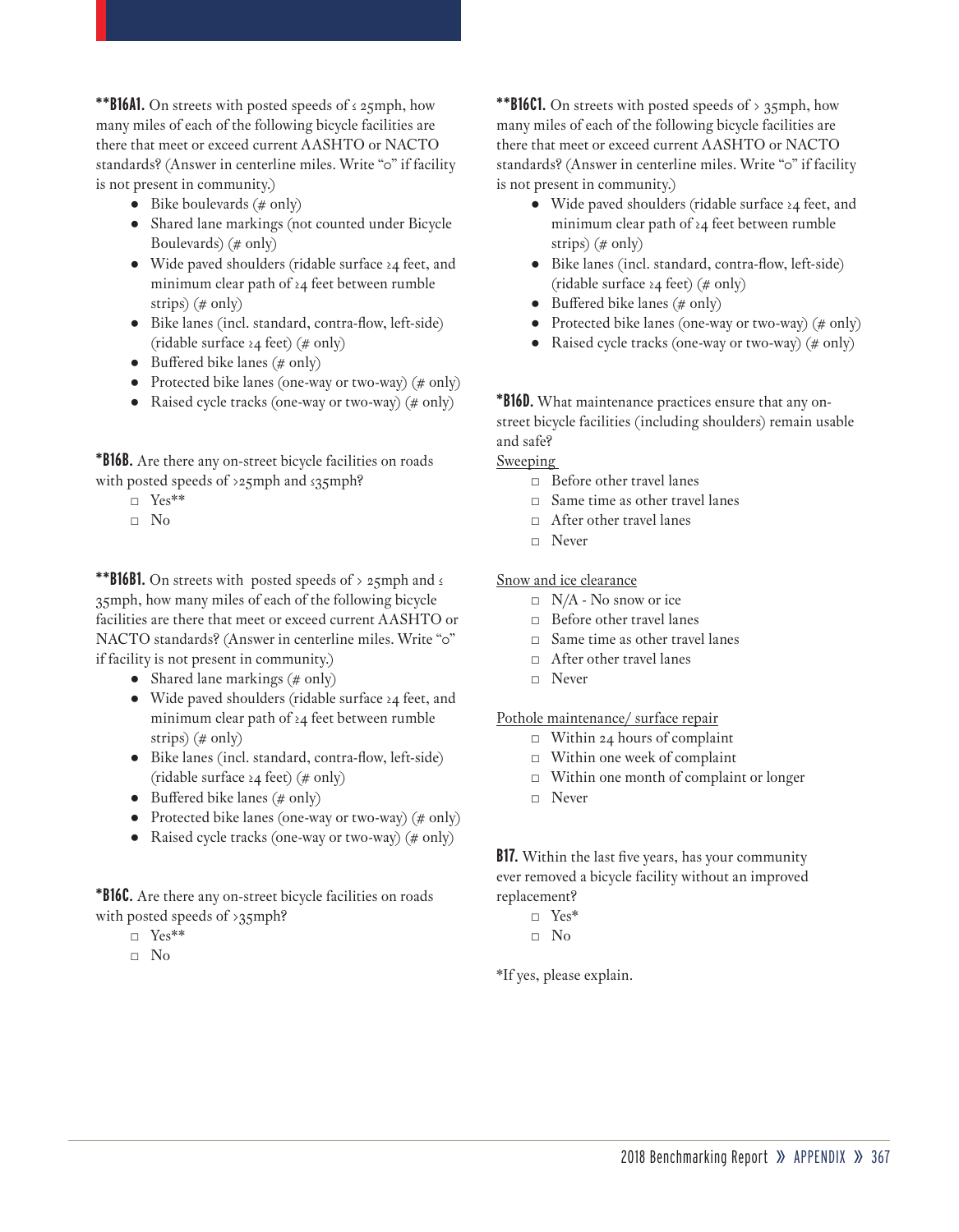**\*\*B16A1.** On streets with posted speeds of ≤ 25mph, how many miles of each of the following bicycle facilities are there that meet or exceed current AASHTO or NACTO standards? (Answer in centerline miles. Write "0" if facility is not present in community.)

- Bike boulevards (# only)
- Shared lane markings (not counted under Bicycle Boulevards) (# only)
- Wide paved shoulders (ridable surface ≥4 feet, and minimum clear path of ≥4 feet between rumble strips) (# only)
- Bike lanes (incl. standard, contra-flow, left-side) (ridable surface ≥4 feet) (# only)
- Buffered bike lanes (# only)
- Protected bike lanes (one-way or two-way) (# only)
- Raised cycle tracks (one-way or two-way) (# only)

**\*B16B.** Are there any on-street bicycle facilities on roads with posted speeds of >25mph and ≤35mph?

- □ Yes**
- □ No

**\*\*B16B1.** On streets with posted speeds of > 25mph and ≤ 35mph, how many miles of each of the following bicycle facilities are there that meet or exceed current AASHTO or NACTO standards? (Answer in centerline miles. Write "0" if facility is not present in community.)

- Shared lane markings (# only)
- Wide paved shoulders (ridable surface ≥4 feet, and minimum clear path of ≥4 feet between rumble strips) (# only)
- Bike lanes (incl. standard, contra-flow, left-side) (ridable surface ≥4 feet) (# only)
- Buffered bike lanes (# only)
- Protected bike lanes (one-way or two-way) (# only)
- Raised cycle tracks (one-way or two-way) (# only)

**\*B16C.** Are there any on-street bicycle facilities on roads with posted speeds of >35mph?

- □ Yes**
- □ No

**\*\*B16C1.** On streets with posted speeds of > 35mph, how many miles of each of the following bicycle facilities are there that meet or exceed current AASHTO or NACTO standards? (Answer in centerline miles. Write "0" if facility is not present in community.)

- Wide paved shoulders (ridable surface ≥4 feet, and minimum clear path of ≥4 feet between rumble strips) (# only)
- Bike lanes (incl. standard, contra-flow, left-side) (ridable surface ≥4 feet) (# only)
- Buffered bike lanes (# only)
- Protected bike lanes (one-way or two-way) (# only)
- Raised cycle tracks (one-way or two-way) (# only)

**\*B16D.** What maintenance practices ensure that any on-street bicycle facilities (including shoulders) remain usable and safe?

<u>Sweeping</u>

- □ Before other travel lanes
- □ Same time as other travel lanes
- □ After other travel lanes
- □ Never

<u>Snow and ice clearance</u>

- □ N/A - No snow or ice
- □ Before other travel lanes
- □ Same time as other travel lanes
- □ After other travel lanes
- □ Never

<u>Pothole maintenance/ surface repair</u>

- □ Within 24 hours of complaint
- □ Within one week of complaint
- □ Within one month of complaint or longer
- □ Never

**B17.** Within the last five years, has your community ever removed a bicycle facility without an improved replacement?

- □ Yes*
- □ No

*If yes, please explain.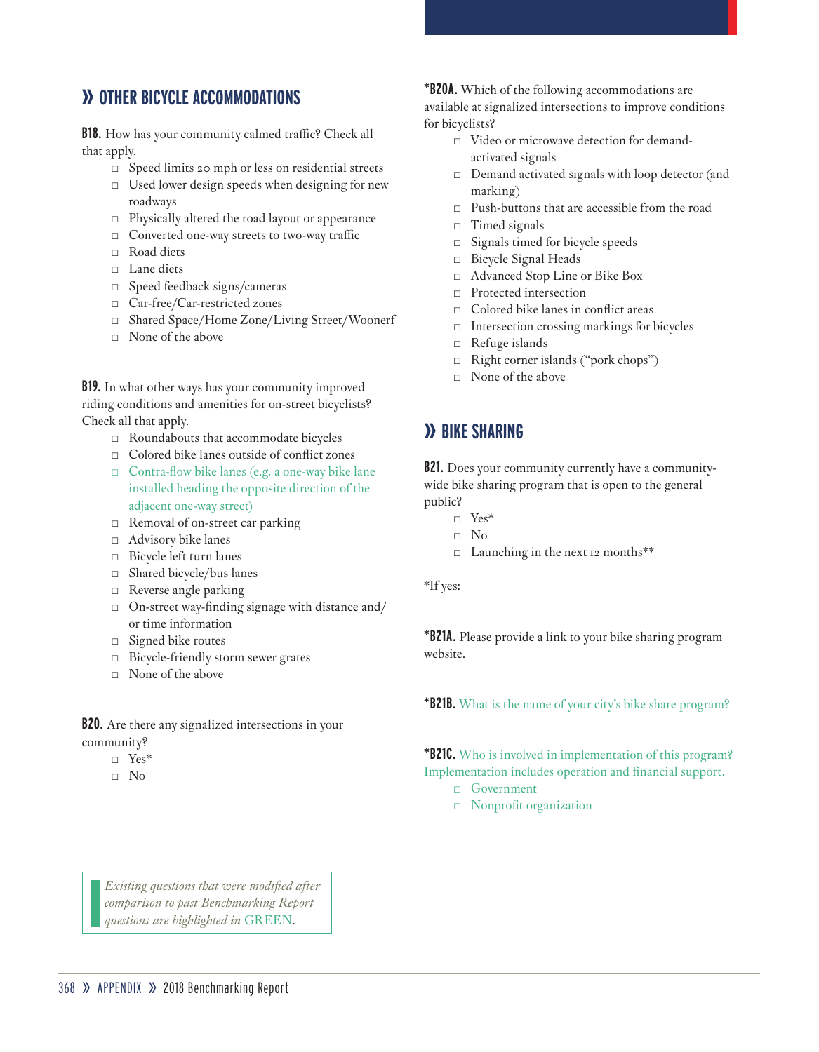## » OTHER BICYCLE ACCOMMODATIONS

**B18.** How has your community calmed traffic? Check all that apply.

- □ Speed limits 20 mph or less on residential streets
- □ Used lower design speeds when designing for new roadways
- □ Physically altered the road layout or appearance
- □ Converted one-way streets to two-way traffic
- □ Road diets
- □ Lane diets
- □ Speed feedback signs/cameras
- □ Car-free/Car-restricted zones
- □ Shared Space/Home Zone/Living Street/Woonerf
- □ None of the above

**B19.** In what other ways has your community improved riding conditions and amenities for on-street bicyclists? Check all that apply.

- □ Roundabouts that accommodate bicycles
- □ Colored bike lanes outside of conflict zones
- □ Contra-flow bike lanes (e.g. a one-way bike lane installed heading the opposite direction of the adjacent one-way street)
- □ Removal of on-street car parking
- □ Advisory bike lanes
- □ Bicycle left turn lanes
- □ Shared bicycle/bus lanes
- □ Reverse angle parking
- □ On-street way-finding signage with distance and/or time information
- □ Signed bike routes
- □ Bicycle-friendly storm sewer grates
- □ None of the above

**B20.** Are there any signalized intersections in your community?

- □ Yes*
- □ No

***B20A.** Which of the following accommodations are available at signalized intersections to improve conditions for bicyclists?

- □ Video or microwave detection for demand-activated signals
- □ Demand activated signals with loop detector (and marking)
- □ Push-buttons that are accessible from the road
- □ Timed signals
- □ Signals timed for bicycle speeds
- □ Bicycle Signal Heads
- □ Advanced Stop Line or Bike Box
- □ Protected intersection
- □ Colored bike lanes in conflict areas
- □ Intersection crossing markings for bicycles
- □ Refuge islands
- □ Right corner islands ("pork chops")
- □ None of the above

## » BIKE SHARING

**B21.** Does your community currently have a community-wide bike sharing program that is open to the general public?

- □ Yes*
- □ No
- □ Launching in the next 12 months**

*If yes:

***B21A.** Please provide a link to your bike sharing program website.

***B21B.** What is the name of your city's bike share program?

***B21C.** Who is involved in implementation of this program? Implementation includes operation and financial support.

- □ Government
- □ Nonprofit organization

*Existing questions that were modified after comparison to past Benchmarking Report questions are highlighted in* GREEN.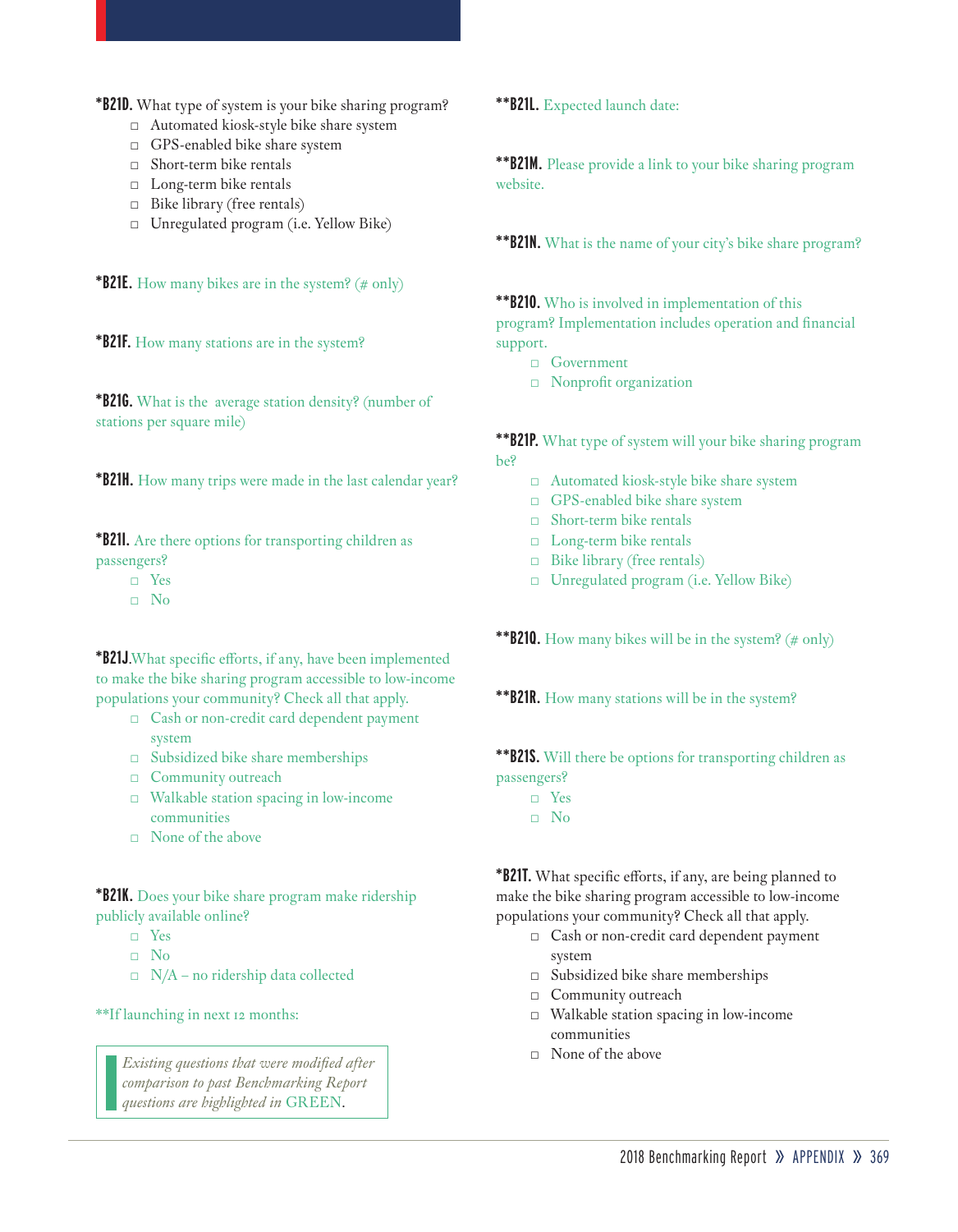**\*B21D.** What type of system is your bike sharing program?

- □ Automated kiosk-style bike share system
- □ GPS-enabled bike share system
- □ Short-term bike rentals
- □ Long-term bike rentals
- □ Bike library (free rentals)
- □ Unregulated program (i.e. Yellow Bike)

**\*B21E.** How many bikes are in the system? (# only)

**\*B21F.** How many stations are in the system?

**\*B21G.** What is the average station density? (number of stations per square mile)

**\*B21H.** How many trips were made in the last calendar year?

**\*B21I.** Are there options for transporting children as passengers?

- □ Yes
- □ No

**\*B21J.** What specific efforts, if any, have been implemented to make the bike sharing program accessible to low-income populations your community? Check all that apply.

- □ Cash or non-credit card dependent payment system
- □ Subsidized bike share memberships
- □ Community outreach
- □ Walkable station spacing in low-income communities
- □ None of the above

**\*B21K.** Does your bike share program make ridership publicly available online?

- □ Yes
- □ No
- □ N/A – no ridership data collected

\*\*If launching in next 12 months:

*Existing questions that were modified after comparison to past Benchmarking Report questions are highlighted in* GREEN.

**\*\*B21L.** Expected launch date:

**\*\*B21M.** Please provide a link to your bike sharing program website.

**\*\*B21N.** What is the name of your city's bike share program?

**\*\*B21O.** Who is involved in implementation of this program? Implementation includes operation and financial support.

- □ Government
- □ Nonprofit organization

**\*\*B21P.** What type of system will your bike sharing program be?

- □ Automated kiosk-style bike share system
- □ GPS-enabled bike share system
- □ Short-term bike rentals
- □ Long-term bike rentals
- □ Bike library (free rentals)
- □ Unregulated program (i.e. Yellow Bike)

**\*\*B21Q.** How many bikes will be in the system? (# only)

**\*\*B21R.** How many stations will be in the system?

**\*\*B21S.** Will there be options for transporting children as passengers?

- □ Yes
- □ No

**\*B21T.** What specific efforts, if any, are being planned to make the bike sharing program accessible to low-income populations your community? Check all that apply.

- □ Cash or non-credit card dependent payment system
- □ Subsidized bike share memberships
- □ Community outreach
- □ Walkable station spacing in low-income communities
- □ None of the above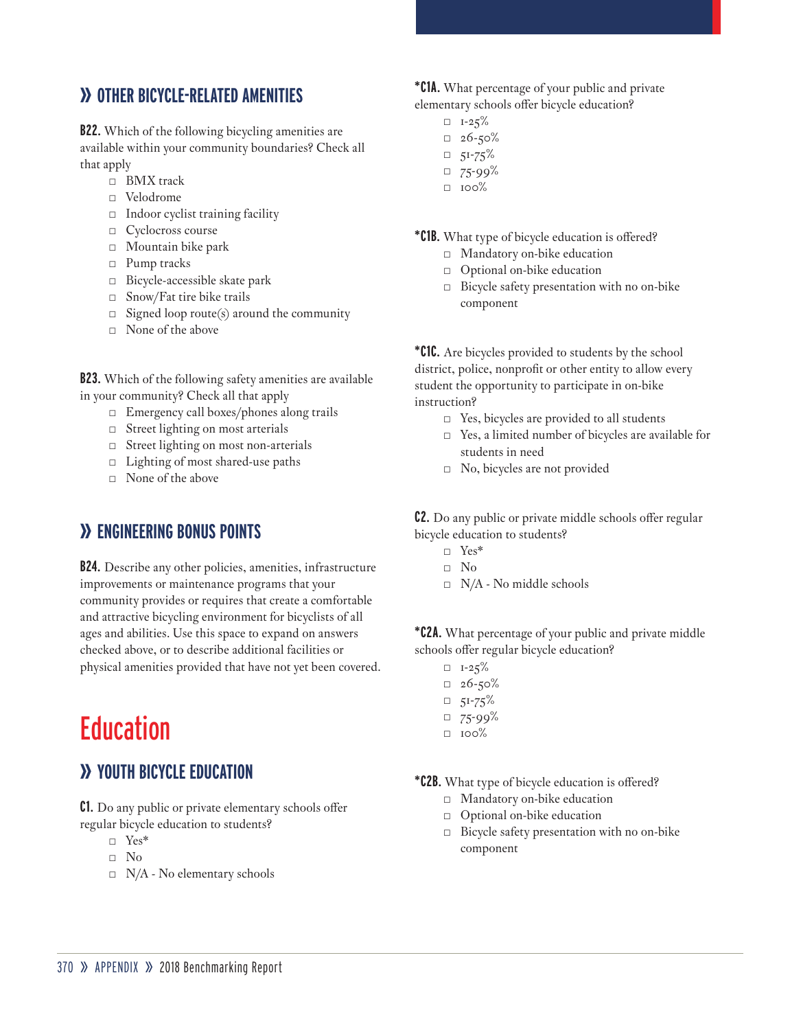## » OTHER BICYCLE-RELATED AMENITIES

**B22.** Which of the following bicycling amenities are available within your community boundaries? Check all that apply

- □ BMX track
- □ Velodrome
- □ Indoor cyclist training facility
- □ Cyclocross course
- □ Mountain bike park
- □ Pump tracks
- □ Bicycle-accessible skate park
- □ Snow/Fat tire bike trails
- □ Signed loop route(s) around the community
- □ None of the above

**B23.** Which of the following safety amenities are available in your community? Check all that apply

- □ Emergency call boxes/phones along trails
- □ Street lighting on most arterials
- □ Street lighting on most non-arterials
- □ Lighting of most shared-use paths
- □ None of the above

## » ENGINEERING BONUS POINTS

**B24.** Describe any other policies, amenities, infrastructure improvements or maintenance programs that your community provides or requires that create a comfortable and attractive bicycling environment for bicyclists of all ages and abilities. Use this space to expand on answers checked above, or to describe additional facilities or physical amenities provided that have not yet been covered.

# Education

## » YOUTH BICYCLE EDUCATION

**C1.** Do any public or private elementary schools offer regular bicycle education to students?

- □ Yes*
- □ No
- □ N/A - No elementary schools

***C1A.** What percentage of your public and private elementary schools offer bicycle education?

- □ 1-25%
- □ 26-50%
- □ 51-75%
- □ 75-99%
- □ 100%

***C1B.** What type of bicycle education is offered?

- □ Mandatory on-bike education
- □ Optional on-bike education
- □ Bicycle safety presentation with no on-bike component

***C1C.** Are bicycles provided to students by the school district, police, nonprofit or other entity to allow every student the opportunity to participate in on-bike instruction?

- □ Yes, bicycles are provided to all students
- □ Yes, a limited number of bicycles are available for students in need
- □ No, bicycles are not provided

**C2.** Do any public or private middle schools offer regular bicycle education to students?

- □ Yes*
- □ No
- □ N/A - No middle schools

***C2A.** What percentage of your public and private middle schools offer regular bicycle education?

- □ 1-25%
- □ 26-50%
- □ 51-75%
- □ 75-99%
- □ 100%

***C2B.** What type of bicycle education is offered?

- □ Mandatory on-bike education
- □ Optional on-bike education
- □ Bicycle safety presentation with no on-bike component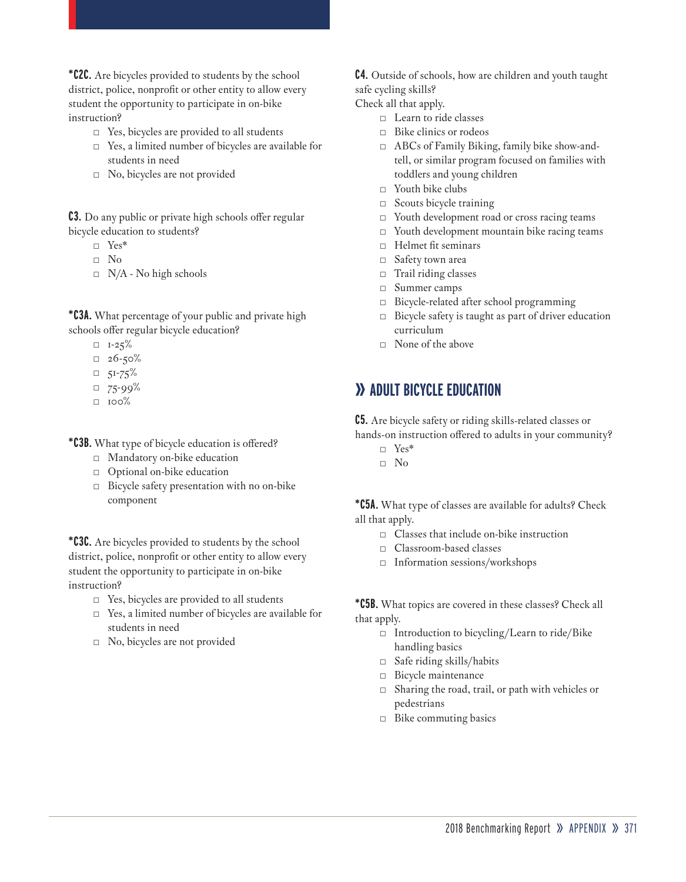**\*C2C.** Are bicycles provided to students by the school district, police, nonprofit or other entity to allow every student the opportunity to participate in on-bike instruction?

- □ Yes, bicycles are provided to all students
- □ Yes, a limited number of bicycles are available for students in need
- □ No, bicycles are not provided

**C3.** Do any public or private high schools offer regular bicycle education to students?

- □ Yes*
- □ No
- □ N/A - No high schools

**\*C3A.** What percentage of your public and private high schools offer regular bicycle education?

- □ 1-25%
- □ 26-50%
- □ 51-75%
- □ 75-99%
- □ 100%

**\*C3B.** What type of bicycle education is offered?

- □ Mandatory on-bike education
- □ Optional on-bike education
- □ Bicycle safety presentation with no on-bike component

**\*C3C.** Are bicycles provided to students by the school district, police, nonprofit or other entity to allow every student the opportunity to participate in on-bike instruction?

- □ Yes, bicycles are provided to all students
- □ Yes, a limited number of bicycles are available for students in need
- □ No, bicycles are not provided

**C4.** Outside of schools, how are children and youth taught safe cycling skills?
Check all that apply.

- □ Learn to ride classes
- □ Bike clinics or rodeos
- □ ABCs of Family Biking, family bike show-and-tell, or similar program focused on families with toddlers and young children
- □ Youth bike clubs
- □ Scouts bicycle training
- □ Youth development road or cross racing teams
- □ Youth development mountain bike racing teams
- □ Helmet fit seminars
- □ Safety town area
- □ Trail riding classes
- □ Summer camps
- □ Bicycle-related after school programming
- □ Bicycle safety is taught as part of driver education curriculum
- □ None of the above

## » ADULT BICYCLE EDUCATION

**C5.** Are bicycle safety or riding skills-related classes or hands-on instruction offered to adults in your community?

- □ Yes*
- □ No

**\*C5A.** What type of classes are available for adults? Check all that apply.

- □ Classes that include on-bike instruction
- □ Classroom-based classes
- □ Information sessions/workshops

**\*C5B.** What topics are covered in these classes? Check all that apply.

- □ Introduction to bicycling/Learn to ride/Bike handling basics
- □ Safe riding skills/habits
- □ Bicycle maintenance
- □ Sharing the road, trail, or path with vehicles or pedestrians
- □ Bike commuting basics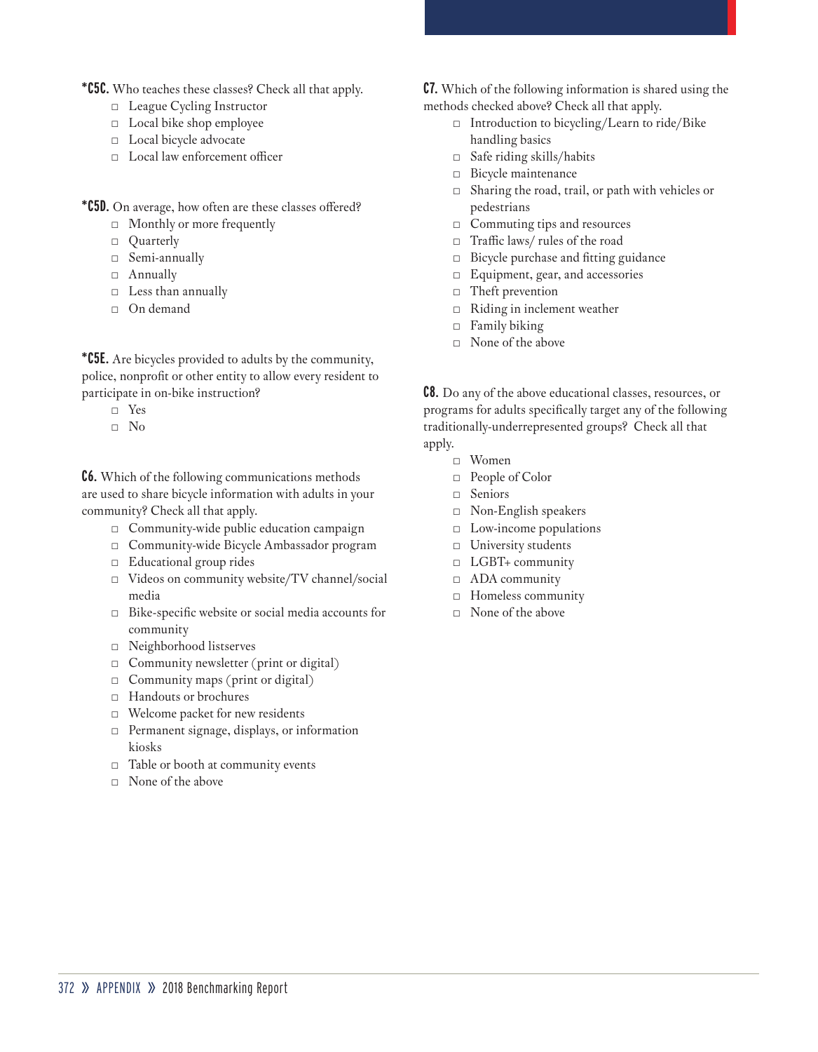**\*C5C.** Who teaches these classes? Check all that apply.

- ☐ League Cycling Instructor
- ☐ Local bike shop employee
- ☐ Local bicycle advocate
- ☐ Local law enforcement officer

**\*C5D.** On average, how often are these classes offered?

- ☐ Monthly or more frequently
- ☐ Quarterly
- ☐ Semi-annually
- ☐ Annually
- ☐ Less than annually
- ☐ On demand

**\*C5E.** Are bicycles provided to adults by the community, police, nonprofit or other entity to allow every resident to participate in on-bike instruction?

- ☐ Yes
- ☐ No

**C6.** Which of the following communications methods are used to share bicycle information with adults in your community? Check all that apply.

- ☐ Community-wide public education campaign
- ☐ Community-wide Bicycle Ambassador program
- ☐ Educational group rides
- ☐ Videos on community website/TV channel/social media
- ☐ Bike-specific website or social media accounts for community
- ☐ Neighborhood listserves
- ☐ Community newsletter (print or digital)
- ☐ Community maps (print or digital)
- ☐ Handouts or brochures
- ☐ Welcome packet for new residents
- ☐ Permanent signage, displays, or information kiosks
- ☐ Table or booth at community events
- ☐ None of the above

**C7.** Which of the following information is shared using the methods checked above? Check all that apply.

- ☐ Introduction to bicycling/Learn to ride/Bike handling basics
- ☐ Safe riding skills/habits
- ☐ Bicycle maintenance
- ☐ Sharing the road, trail, or path with vehicles or pedestrians
- ☐ Commuting tips and resources
- ☐ Traffic laws/ rules of the road
- ☐ Bicycle purchase and fitting guidance
- ☐ Equipment, gear, and accessories
- ☐ Theft prevention
- ☐ Riding in inclement weather
- ☐ Family biking
- ☐ None of the above

**C8.** Do any of the above educational classes, resources, or programs for adults specifically target any of the following traditionally-underrepresented groups? Check all that apply.

- ☐ Women
- ☐ People of Color
- ☐ Seniors
- ☐ Non-English speakers
- ☐ Low-income populations
- ☐ University students
- ☐ LGBT+ community
- ☐ ADA community
- ☐ Homeless community
- ☐ None of the above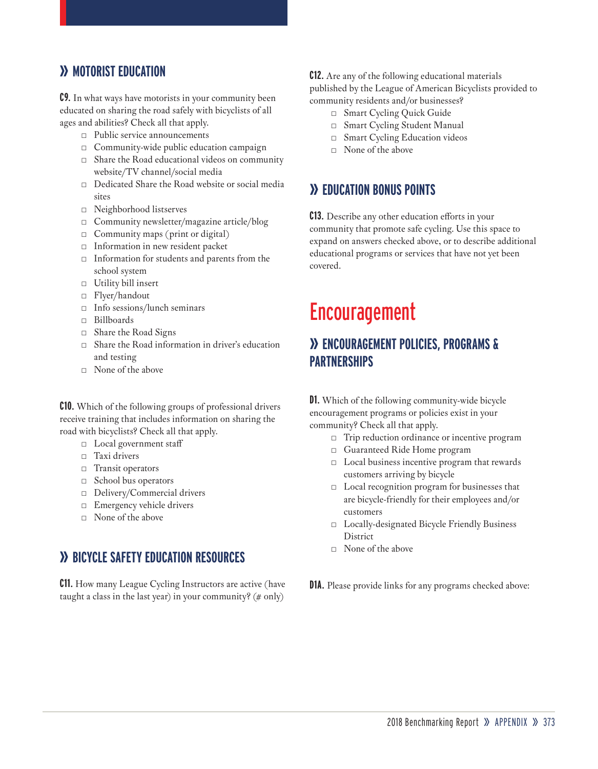## » MOTORIST EDUCATION

**C9.** In what ways have motorists in your community been educated on sharing the road safely with bicyclists of all ages and abilities? Check all that apply.

- □ Public service announcements
- □ Community-wide public education campaign
- □ Share the Road educational videos on community website/TV channel/social media
- □ Dedicated Share the Road website or social media sites
- □ Neighborhood listserves
- □ Community newsletter/magazine article/blog
- □ Community maps (print or digital)
- □ Information in new resident packet
- □ Information for students and parents from the school system
- □ Utility bill insert
- □ Flyer/handout
- □ Info sessions/lunch seminars
- □ Billboards
- □ Share the Road Signs
- □ Share the Road information in driver's education and testing
- □ None of the above

**C10.** Which of the following groups of professional drivers receive training that includes information on sharing the road with bicyclists? Check all that apply.

- □ Local government staff
- □ Taxi drivers
- □ Transit operators
- □ School bus operators
- □ Delivery/Commercial drivers
- □ Emergency vehicle drivers
- □ None of the above

## » BICYCLE SAFETY EDUCATION RESOURCES

**C11.** How many League Cycling Instructors are active (have taught a class in the last year) in your community? (# only)

**C12.** Are any of the following educational materials published by the League of American Bicyclists provided to community residents and/or businesses?

- □ Smart Cycling Quick Guide
- □ Smart Cycling Student Manual
- □ Smart Cycling Education videos
- □ None of the above

## » EDUCATION BONUS POINTS

**C13.** Describe any other education efforts in your community that promote safe cycling. Use this space to expand on answers checked above, or to describe additional educational programs or services that have not yet been covered.

# Encouragement

## » ENCOURAGEMENT POLICIES, PROGRAMS & PARTNERSHIPS

**D1.** Which of the following community-wide bicycle encouragement programs or policies exist in your community? Check all that apply.

- □ Trip reduction ordinance or incentive program
- □ Guaranteed Ride Home program
- □ Local business incentive program that rewards customers arriving by bicycle
- □ Local recognition program for businesses that are bicycle-friendly for their employees and/or customers
- □ Locally-designated Bicycle Friendly Business District
- □ None of the above

**D1A.** Please provide links for any programs checked above: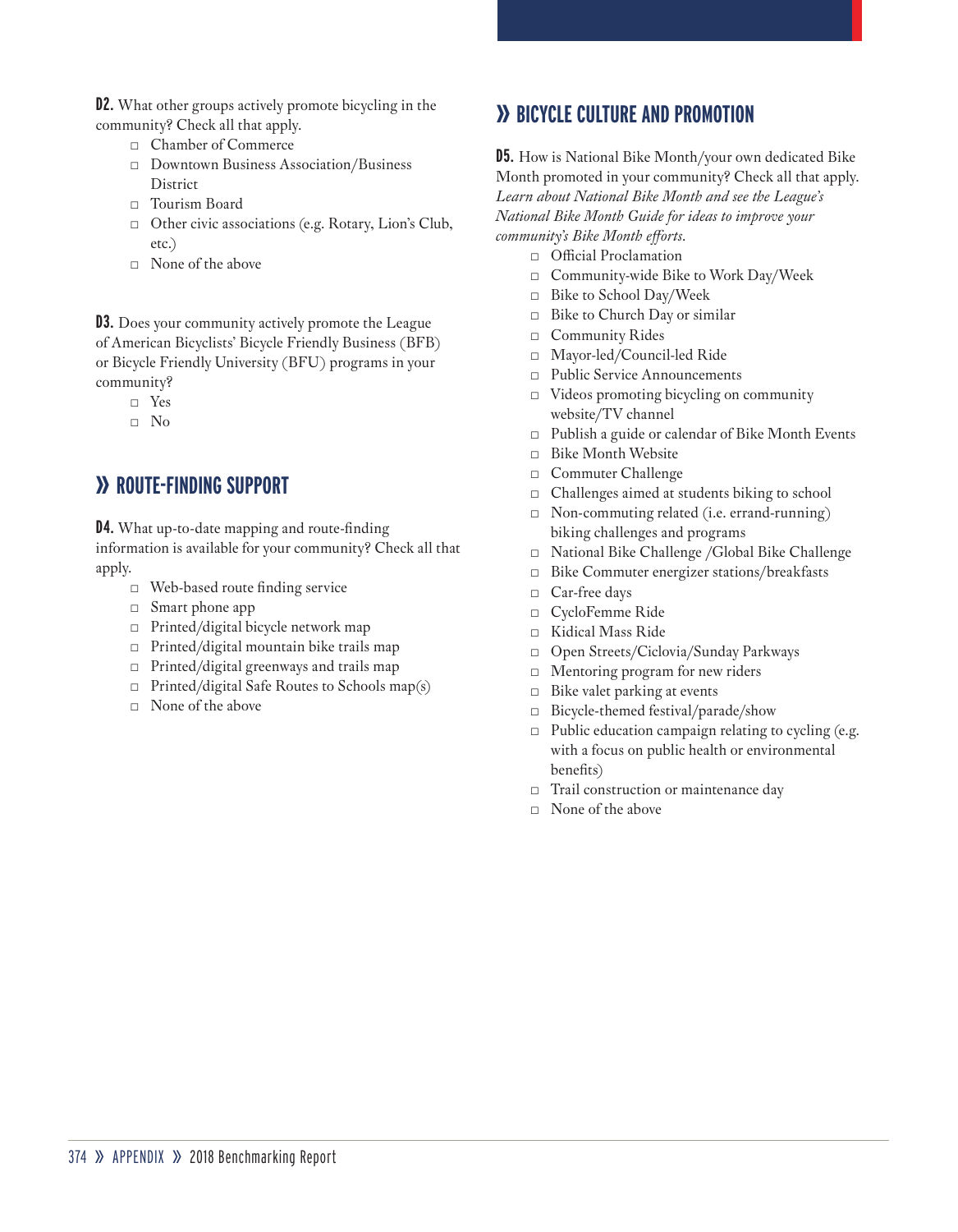**D2.** What other groups actively promote bicycling in the community? Check all that apply.

- □ Chamber of Commerce
- □ Downtown Business Association/Business District
- □ Tourism Board
- □ Other civic associations (e.g. Rotary, Lion's Club, etc.)
- □ None of the above

**D3.** Does your community actively promote the League of American Bicyclists' Bicycle Friendly Business (BFB) or Bicycle Friendly University (BFU) programs in your community?

- □ Yes
- □ No

## » ROUTE-FINDING SUPPORT

**D4.** What up-to-date mapping and route-finding information is available for your community? Check all that apply.

- □ Web-based route finding service
- □ Smart phone app
- □ Printed/digital bicycle network map
- □ Printed/digital mountain bike trails map
- □ Printed/digital greenways and trails map
- □ Printed/digital Safe Routes to Schools map(s)
- □ None of the above

## » BICYCLE CULTURE AND PROMOTION

**D5.** How is National Bike Month/your own dedicated Bike Month promoted in your community? Check all that apply. *Learn about National Bike Month and see the League's National Bike Month Guide for ideas to improve your community's Bike Month efforts.*

- □ Official Proclamation
- □ Community-wide Bike to Work Day/Week
- □ Bike to School Day/Week
- □ Bike to Church Day or similar
- □ Community Rides
- □ Mayor-led/Council-led Ride
- □ Public Service Announcements
- □ Videos promoting bicycling on community website/TV channel
- □ Publish a guide or calendar of Bike Month Events
- □ Bike Month Website
- □ Commuter Challenge
- □ Challenges aimed at students biking to school
- □ Non-commuting related (i.e. errand-running) biking challenges and programs
- □ National Bike Challenge /Global Bike Challenge
- □ Bike Commuter energizer stations/breakfasts
- □ Car-free days
- □ CycloFemme Ride
- □ Kidical Mass Ride
- □ Open Streets/Ciclovia/Sunday Parkways
- □ Mentoring program for new riders
- □ Bike valet parking at events
- □ Bicycle-themed festival/parade/show
- □ Public education campaign relating to cycling (e.g. with a focus on public health or environmental benefits)
- □ Trail construction or maintenance day
- □ None of the above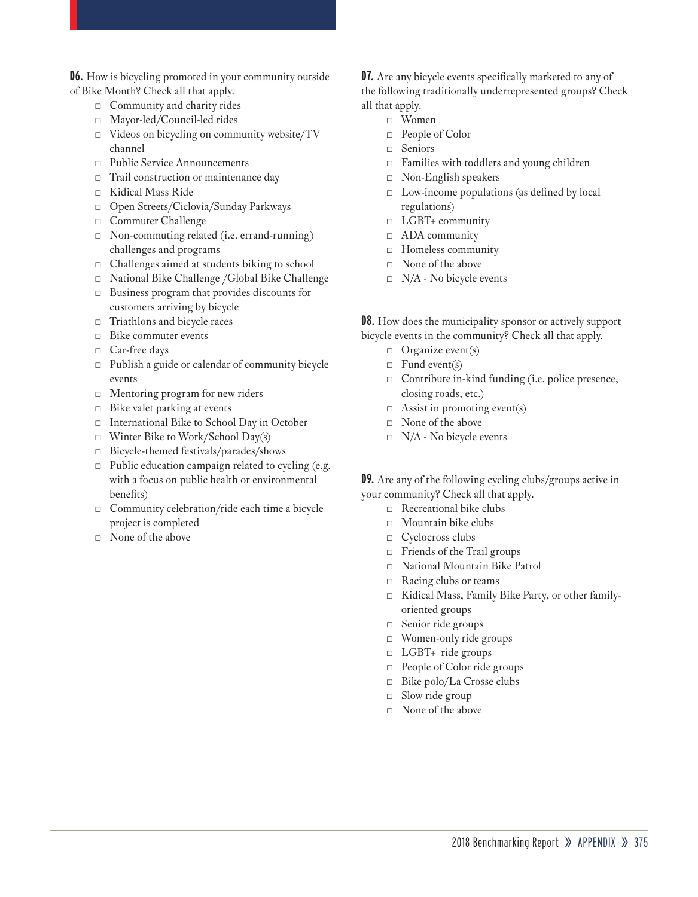**D6.** How is bicycling promoted in your community outside of Bike Month? Check all that apply.

- □ Community and charity rides
- □ Mayor-led/Council-led rides
- □ Videos on bicycling on community website/TV channel
- □ Public Service Announcements
- □ Trail construction or maintenance day
- □ Kidical Mass Ride
- □ Open Streets/Ciclovia/Sunday Parkways
- □ Commuter Challenge
- □ Non-commuting related (i.e. errand-running) challenges and programs
- □ Challenges aimed at students biking to school
- □ National Bike Challenge /Global Bike Challenge
- □ Business program that provides discounts for customers arriving by bicycle
- □ Triathlons and bicycle races
- □ Bike commuter events
- □ Car-free days
- □ Publish a guide or calendar of community bicycle events
- □ Mentoring program for new riders
- □ Bike valet parking at events
- □ International Bike to School Day in October
- □ Winter Bike to Work/School Day(s)
- □ Bicycle-themed festivals/parades/shows
- □ Public education campaign related to cycling (e.g. with a focus on public health or environmental benefits)
- □ Community celebration/ride each time a bicycle project is completed
- □ None of the above

**D7.** Are any bicycle events specifically marketed to any of the following traditionally underrepresented groups? Check all that apply.

- □ Women
- □ People of Color
- □ Seniors
- □ Families with toddlers and young children
- □ Non-English speakers
- □ Low-income populations (as defined by local regulations)
- □ LGBT+ community
- □ ADA community
- □ Homeless community
- □ None of the above
- □ N/A - No bicycle events

**D8.** How does the municipality sponsor or actively support bicycle events in the community? Check all that apply.

- □ Organize event(s)
- □ Fund event(s)
- □ Contribute in-kind funding (i.e. police presence, closing roads, etc.)
- □ Assist in promoting event(s)
- □ None of the above
- □ N/A - No bicycle events

**D9.** Are any of the following cycling clubs/groups active in your community? Check all that apply.

- □ Recreational bike clubs
- □ Mountain bike clubs
- □ Cyclocross clubs
- □ Friends of the Trail groups
- □ National Mountain Bike Patrol
- □ Racing clubs or teams
- □ Kidical Mass, Family Bike Party, or other family-oriented groups
- □ Senior ride groups
- □ Women-only ride groups
- □ LGBT+ ride groups
- □ People of Color ride groups
- □ Bike polo/La Crosse clubs
- □ Slow ride group
- □ None of the above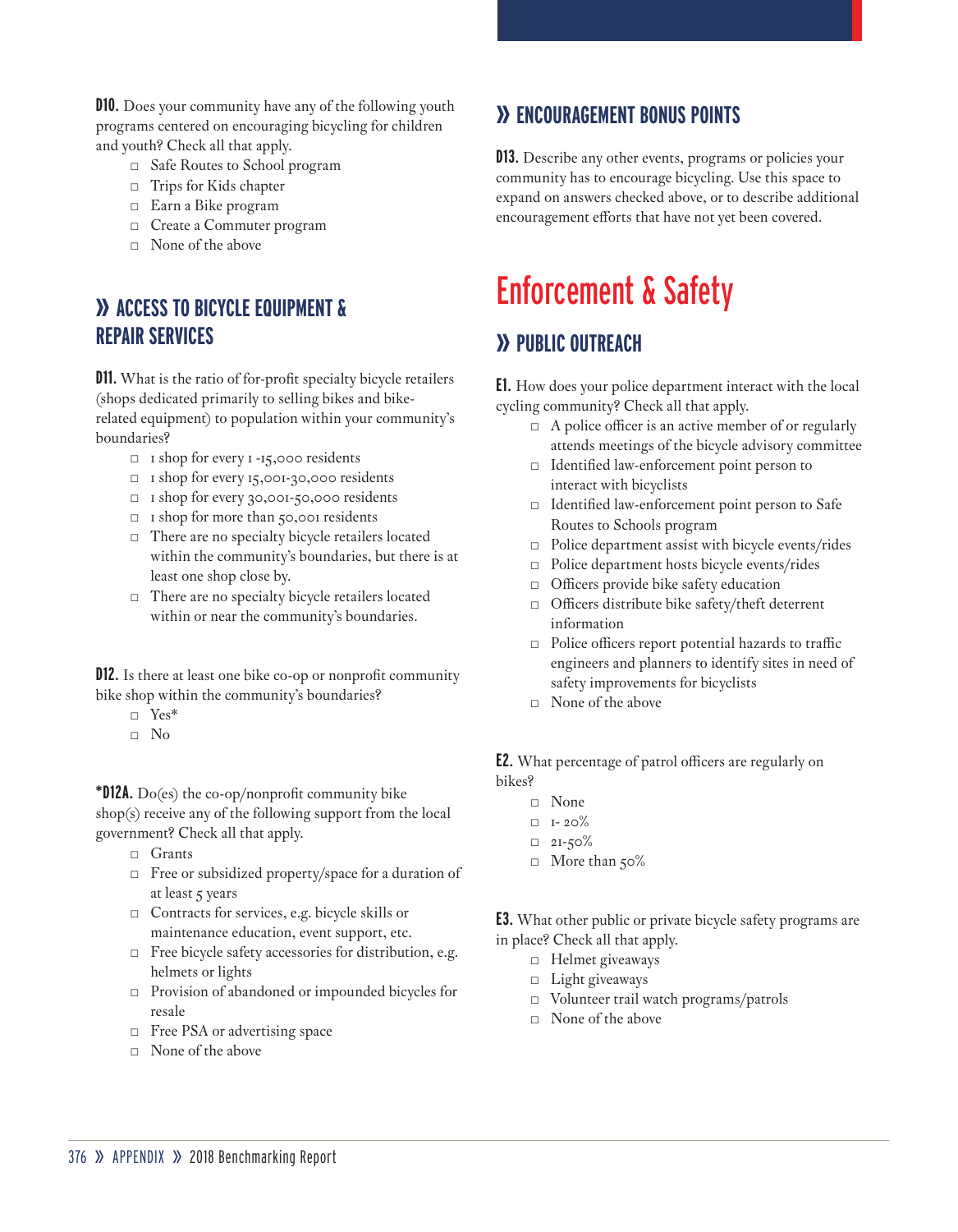**D10.** Does your community have any of the following youth programs centered on encouraging bicycling for children and youth? Check all that apply.

- □ Safe Routes to School program
- □ Trips for Kids chapter
- □ Earn a Bike program
- □ Create a Commuter program
- □ None of the above

## » ACCESS TO BICYCLE EQUIPMENT & REPAIR SERVICES

**D11.** What is the ratio of for-profit specialty bicycle retailers (shops dedicated primarily to selling bikes and bike-related equipment) to population within your community's boundaries?

- □ 1 shop for every 1 -15,000 residents
- □ 1 shop for every 15,001-30,000 residents
- □ 1 shop for every 30,001-50,000 residents
- □ 1 shop for more than 50,001 residents
- □ There are no specialty bicycle retailers located within the community's boundaries, but there is at least one shop close by.
- □ There are no specialty bicycle retailers located within or near the community's boundaries.

**D12.** Is there at least one bike co-op or nonprofit community bike shop within the community's boundaries?

- □ Yes*
- □ No

***D12A.** Do(es) the co-op/nonprofit community bike shop(s) receive any of the following support from the local government? Check all that apply.

- □ Grants
- □ Free or subsidized property/space for a duration of at least 5 years
- □ Contracts for services, e.g. bicycle skills or maintenance education, event support, etc.
- □ Free bicycle safety accessories for distribution, e.g. helmets or lights
- □ Provision of abandoned or impounded bicycles for resale
- □ Free PSA or advertising space
- □ None of the above

## » ENCOURAGEMENT BONUS POINTS

**D13.** Describe any other events, programs or policies your community has to encourage bicycling. Use this space to expand on answers checked above, or to describe additional encouragement efforts that have not yet been covered.

# Enforcement & Safety

## » PUBLIC OUTREACH

**E1.** How does your police department interact with the local cycling community? Check all that apply.

- □ A police officer is an active member of or regularly attends meetings of the bicycle advisory committee
- □ Identified law-enforcement point person to interact with bicyclists
- □ Identified law-enforcement point person to Safe Routes to Schools program
- □ Police department assist with bicycle events/rides
- □ Police department hosts bicycle events/rides
- □ Officers provide bike safety education
- □ Officers distribute bike safety/theft deterrent information
- □ Police officers report potential hazards to traffic engineers and planners to identify sites in need of safety improvements for bicyclists
- □ None of the above

**E2.** What percentage of patrol officers are regularly on bikes?

- □ None
- □ 1- 20%
- □ 21-50%
- □ More than 50%

**E3.** What other public or private bicycle safety programs are in place? Check all that apply.

- □ Helmet giveaways
- □ Light giveaways
- □ Volunteer trail watch programs/patrols
- □ None of the above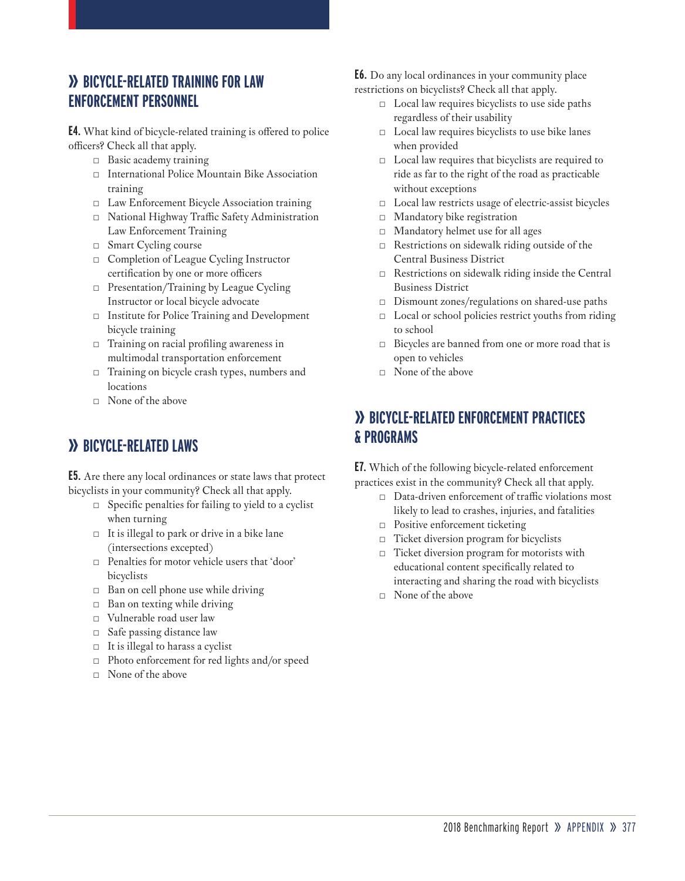## » BICYCLE-RELATED TRAINING FOR LAW ENFORCEMENT PERSONNEL

**E4.** What kind of bicycle-related training is offered to police officers? Check all that apply.

- □ Basic academy training
- □ International Police Mountain Bike Association training
- □ Law Enforcement Bicycle Association training
- □ National Highway Traffic Safety Administration Law Enforcement Training
- □ Smart Cycling course
- □ Completion of League Cycling Instructor certification by one or more officers
- □ Presentation/Training by League Cycling Instructor or local bicycle advocate
- □ Institute for Police Training and Development bicycle training
- □ Training on racial profiling awareness in multimodal transportation enforcement
- □ Training on bicycle crash types, numbers and locations
- □ None of the above

## » BICYCLE-RELATED LAWS

**E5.** Are there any local ordinances or state laws that protect bicyclists in your community? Check all that apply.

- □ Specific penalties for failing to yield to a cyclist when turning
- □ It is illegal to park or drive in a bike lane (intersections excepted)
- □ Penalties for motor vehicle users that 'door' bicyclists
- □ Ban on cell phone use while driving
- □ Ban on texting while driving
- □ Vulnerable road user law
- □ Safe passing distance law
- □ It is illegal to harass a cyclist
- □ Photo enforcement for red lights and/or speed
- □ None of the above

**E6.** Do any local ordinances in your community place restrictions on bicyclists? Check all that apply.

- □ Local law requires bicyclists to use side paths regardless of their usability
- □ Local law requires bicyclists to use bike lanes when provided
- □ Local law requires that bicyclists are required to ride as far to the right of the road as practicable without exceptions
- □ Local law restricts usage of electric-assist bicycles
- □ Mandatory bike registration
- □ Mandatory helmet use for all ages
- □ Restrictions on sidewalk riding outside of the Central Business District
- □ Restrictions on sidewalk riding inside the Central Business District
- □ Dismount zones/regulations on shared-use paths
- □ Local or school policies restrict youths from riding to school
- □ Bicycles are banned from one or more road that is open to vehicles
- □ None of the above

## » BICYCLE-RELATED ENFORCEMENT PRACTICES & PROGRAMS

**E7.** Which of the following bicycle-related enforcement practices exist in the community? Check all that apply.

- □ Data-driven enforcement of traffic violations most likely to lead to crashes, injuries, and fatalities
- □ Positive enforcement ticketing
- □ Ticket diversion program for bicyclists
- □ Ticket diversion program for motorists with educational content specifically related to interacting and sharing the road with bicyclists
- □ None of the above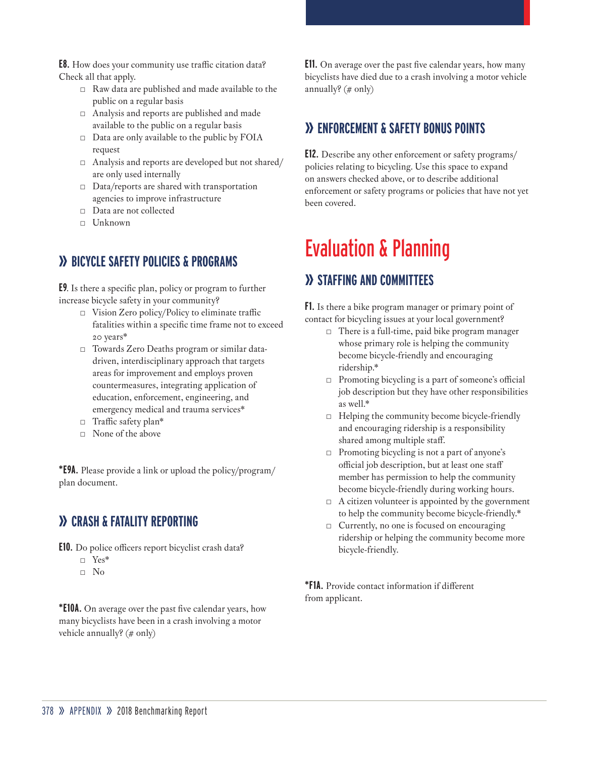**E8.** How does your community use traffic citation data? Check all that apply.

- □ Raw data are published and made available to the public on a regular basis
- □ Analysis and reports are published and made available to the public on a regular basis
- □ Data are only available to the public by FOIA request
- □ Analysis and reports are developed but not shared/ are only used internally
- □ Data/reports are shared with transportation agencies to improve infrastructure
- □ Data are not collected
- □ Unknown

## » BICYCLE SAFETY POLICIES & PROGRAMS

**E9**. Is there a specific plan, policy or program to further increase bicycle safety in your community?

- □ Vision Zero policy/Policy to eliminate traffic fatalities within a specific time frame not to exceed 20 years*
- □ Towards Zero Deaths program or similar data-driven, interdisciplinary approach that targets areas for improvement and employs proven countermeasures, integrating application of education, enforcement, engineering, and emergency medical and trauma services*
- □ Traffic safety plan*
- □ None of the above

***E9A.** Please provide a link or upload the policy/program/ plan document.

## » CRASH & FATALITY REPORTING

**E10.** Do police officers report bicyclist crash data?

- □ Yes*
- □ No

***E10A.** On average over the past five calendar years, how many bicyclists have been in a crash involving a motor vehicle annually? (# only)

**E11.** On average over the past five calendar years, how many bicyclists have died due to a crash involving a motor vehicle annually? (# only)

## » ENFORCEMENT & SAFETY BONUS POINTS

**E12.** Describe any other enforcement or safety programs/ policies relating to bicycling. Use this space to expand on answers checked above, or to describe additional enforcement or safety programs or policies that have not yet been covered.

# Evaluation & Planning

## » STAFFING AND COMMITTEES

**F1.** Is there a bike program manager or primary point of contact for bicycling issues at your local government?

- □ There is a full-time, paid bike program manager whose primary role is helping the community become bicycle-friendly and encouraging ridership.*
- □ Promoting bicycling is a part of someone's official job description but they have other responsibilities as well.*
- □ Helping the community become bicycle-friendly and encouraging ridership is a responsibility shared among multiple staff.
- □ Promoting bicycling is not a part of anyone's official job description, but at least one staff member has permission to help the community become bicycle-friendly during working hours.
- □ A citizen volunteer is appointed by the government to help the community become bicycle-friendly.*
- □ Currently, no one is focused on encouraging ridership or helping the community become more bicycle-friendly.

***F1A.** Provide contact information if different from applicant.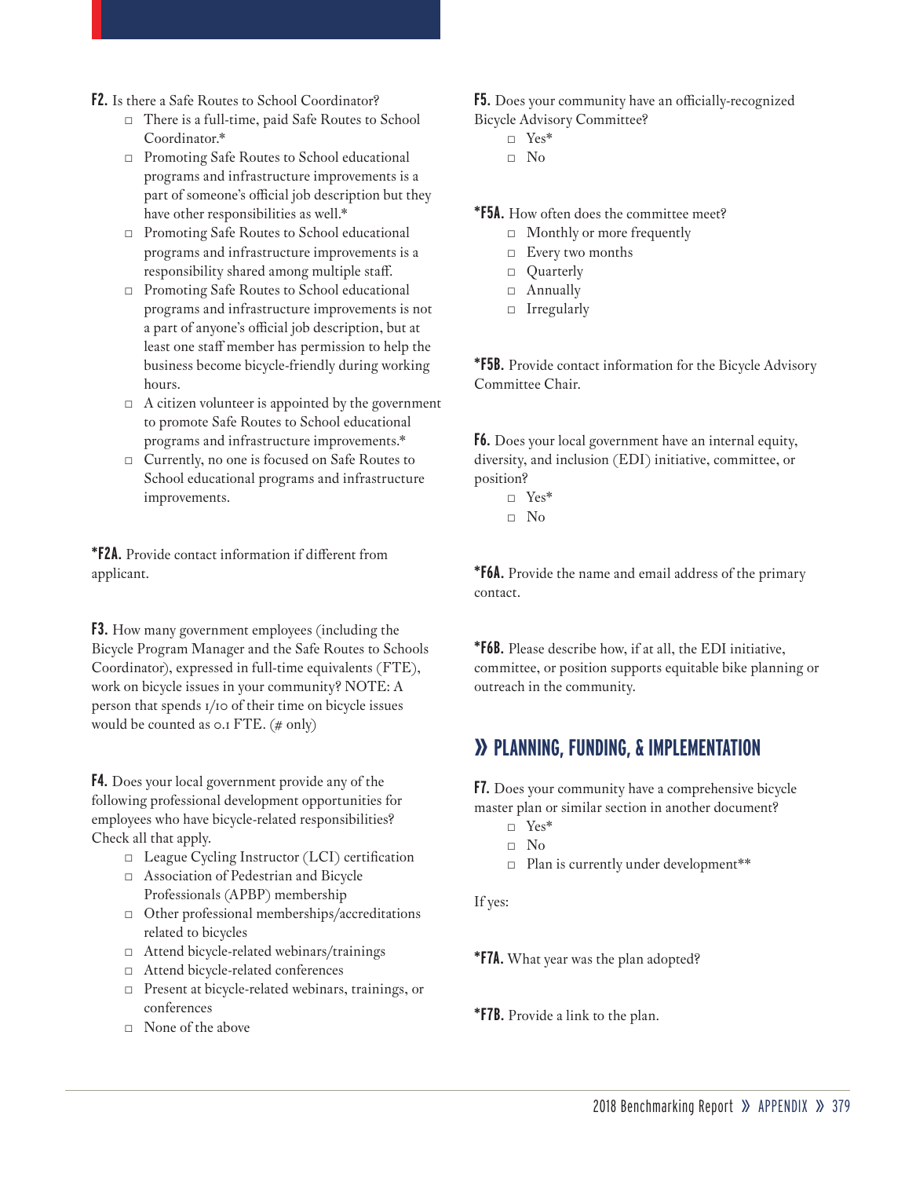**F2.** Is there a Safe Routes to School Coordinator?

- □ There is a full-time, paid Safe Routes to School Coordinator.*
- □ Promoting Safe Routes to School educational programs and infrastructure improvements is a part of someone's official job description but they have other responsibilities as well.*
- □ Promoting Safe Routes to School educational programs and infrastructure improvements is a responsibility shared among multiple staff.
- □ Promoting Safe Routes to School educational programs and infrastructure improvements is not a part of anyone's official job description, but at least one staff member has permission to help the business become bicycle-friendly during working hours.
- □ A citizen volunteer is appointed by the government to promote Safe Routes to School educational programs and infrastructure improvements.*
- □ Currently, no one is focused on Safe Routes to School educational programs and infrastructure improvements.

***F2A.** Provide contact information if different from applicant.

**F3.** How many government employees (including the Bicycle Program Manager and the Safe Routes to Schools Coordinator), expressed in full-time equivalents (FTE), work on bicycle issues in your community? NOTE: A person that spends 1/10 of their time on bicycle issues would be counted as 0.1 FTE. (# only)

**F4.** Does your local government provide any of the following professional development opportunities for employees who have bicycle-related responsibilities? Check all that apply.

- □ League Cycling Instructor (LCI) certification
- □ Association of Pedestrian and Bicycle Professionals (APBP) membership
- □ Other professional memberships/accreditations related to bicycles
- □ Attend bicycle-related webinars/trainings
- □ Attend bicycle-related conferences
- □ Present at bicycle-related webinars, trainings, or conferences
- □ None of the above

**F5.** Does your community have an officially-recognized Bicycle Advisory Committee?

- □ Yes*
- □ No

***F5A.** How often does the committee meet?

- □ Monthly or more frequently
- □ Every two months
- □ Quarterly
- □ Annually
- □ Irregularly

***F5B.** Provide contact information for the Bicycle Advisory Committee Chair.

**F6.** Does your local government have an internal equity, diversity, and inclusion (EDI) initiative, committee, or position?

- □ Yes*
- □ No

***F6A.** Provide the name and email address of the primary contact.

***F6B.** Please describe how, if at all, the EDI initiative, committee, or position supports equitable bike planning or outreach in the community.

## » PLANNING, FUNDING, & IMPLEMENTATION

**F7.** Does your community have a comprehensive bicycle master plan or similar section in another document?

- □ Yes*
- □ No
- □ Plan is currently under development**

If yes:

***F7A.** What year was the plan adopted?

***F7B.** Provide a link to the plan.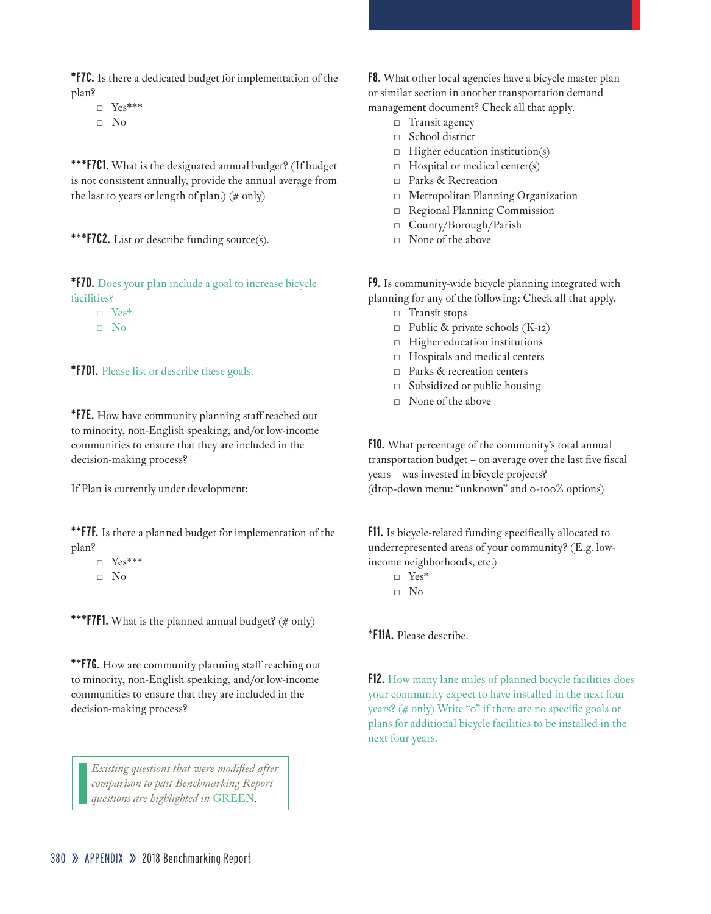**\*F7C.** Is there a dedicated budget for implementation of the plan?

- □ Yes***
- □ No

**\*\*\*F7C1.** What is the designated annual budget? (If budget is not consistent annually, provide the annual average from the last 10 years or length of plan.) (# only)

**\*\*\*F7C2.** List or describe funding source(s).

**\*F7D.** Does your plan include a goal to increase bicycle facilities?

- □ Yes*
- □ No

**\*F7D1.** Please list or describe these goals.

**\*F7E.** How have community planning staff reached out to minority, non-English speaking, and/or low-income communities to ensure that they are included in the decision-making process?

If Plan is currently under development:

**\*\*F7F.** Is there a planned budget for implementation of the plan?

- □ Yes***
- □ No

**\*\*\*F7F1.** What is the planned annual budget? (# only)

**\*\*F7G.** How are community planning staff reaching out to minority, non-English speaking, and/or low-income communities to ensure that they are included in the decision-making process?

> *Existing questions that were modified after comparison to past Benchmarking Report questions are highlighted in GREEN.*

**F8.** What other local agencies have a bicycle master plan or similar section in another transportation demand management document? Check all that apply.

- □ Transit agency
- □ School district
- □ Higher education institution(s)
- □ Hospital or medical center(s)
- □ Parks & Recreation
- □ Metropolitan Planning Organization
- □ Regional Planning Commission
- □ County/Borough/Parish
- □ None of the above

**F9.** Is community-wide bicycle planning integrated with planning for any of the following: Check all that apply.

- □ Transit stops
- □ Public & private schools (K-12)
- □ Higher education institutions
- □ Hospitals and medical centers
- □ Parks & recreation centers
- □ Subsidized or public housing
- □ None of the above

**F10.** What percentage of the community's total annual transportation budget – on average over the last five fiscal years – was invested in bicycle projects? (drop-down menu: "unknown" and 0-100% options)

**F11.** Is bicycle-related funding specifically allocated to underrepresented areas of your community? (E.g. low-income neighborhoods, etc.)

- □ Yes*
- □ No

**\*F11A.** Please describe.

**F12.** How many lane miles of planned bicycle facilities does your community expect to have installed in the next four years? (# only) Write "0" if there are no specific goals or plans for additional bicycle facilities to be installed in the next four years.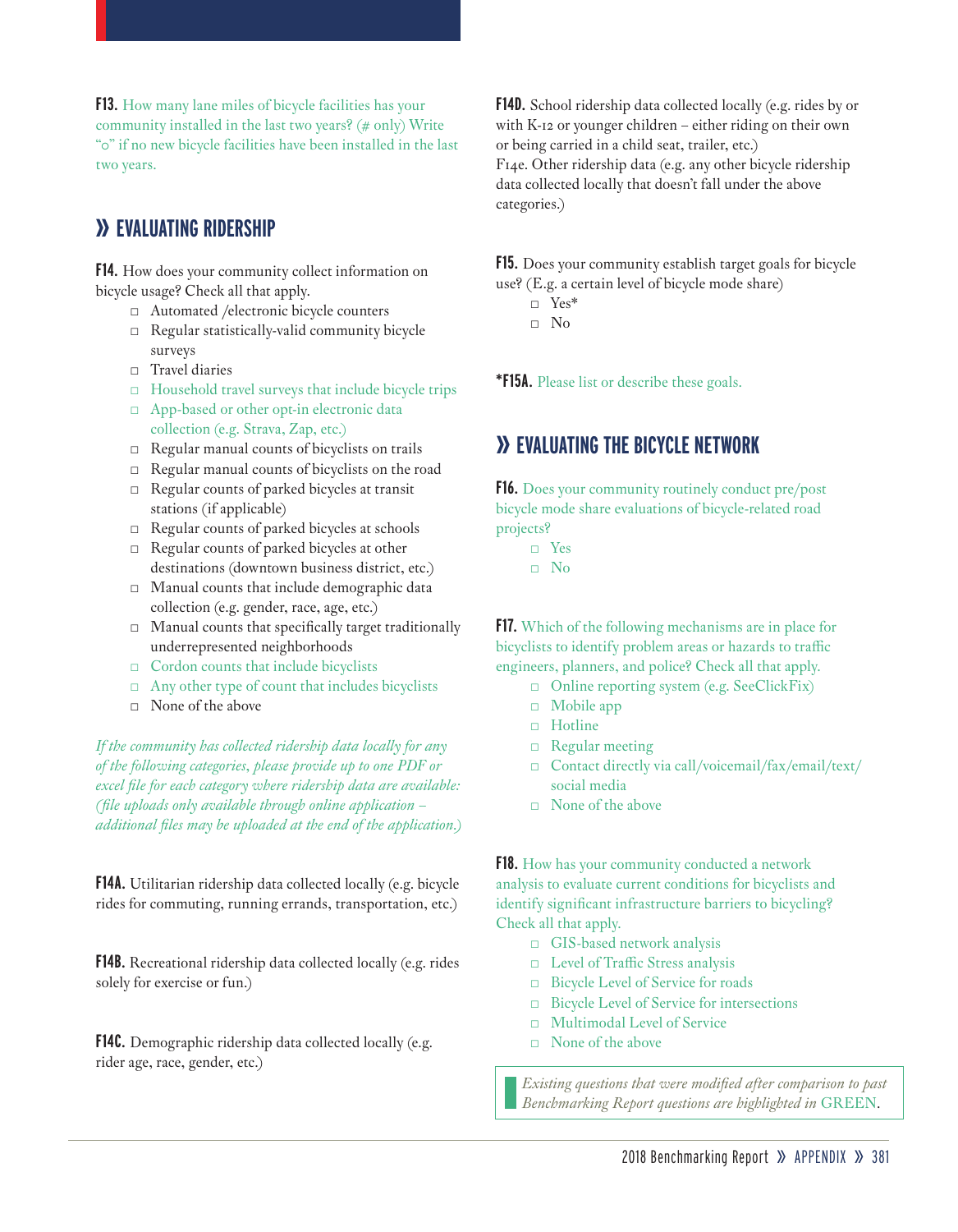**F13.** How many lane miles of bicycle facilities has your community installed in the last two years? (# only) Write "0" if no new bicycle facilities have been installed in the last two years.

## » EVALUATING RIDERSHIP

**F14.** How does your community collect information on bicycle usage? Check all that apply.

- □ Automated /electronic bicycle counters
- □ Regular statistically-valid community bicycle surveys
- □ Travel diaries
- □ Household travel surveys that include bicycle trips
- □ App-based or other opt-in electronic data collection (e.g. Strava, Zap, etc.)
- □ Regular manual counts of bicyclists on trails
- □ Regular manual counts of bicyclists on the road
- □ Regular counts of parked bicycles at transit stations (if applicable)
- □ Regular counts of parked bicycles at schools
- □ Regular counts of parked bicycles at other destinations (downtown business district, etc.)
- □ Manual counts that include demographic data collection (e.g. gender, race, age, etc.)
- □ Manual counts that specifically target traditionally underrepresented neighborhoods
- □ Cordon counts that include bicyclists
- □ Any other type of count that includes bicyclists
- □ None of the above

*If the community has collected ridership data locally for any of the following categories, please provide up to one PDF or excel file for each category where ridership data are available: (file uploads only available through online application – additional files may be uploaded at the end of the application.)*

**F14A.** Utilitarian ridership data collected locally (e.g. bicycle rides for commuting, running errands, transportation, etc.)

**F14B.** Recreational ridership data collected locally (e.g. rides solely for exercise or fun.)

**F14C.** Demographic ridership data collected locally (e.g. rider age, race, gender, etc.)

**F14D.** School ridership data collected locally (e.g. rides by or with K-12 or younger children – either riding on their own or being carried in a child seat, trailer, etc.)
F14e. Other ridership data (e.g. any other bicycle ridership data collected locally that doesn't fall under the above categories.)

**F15.** Does your community establish target goals for bicycle use? (E.g. a certain level of bicycle mode share)

- □ Yes*
- □ No

**\*F15A.** Please list or describe these goals.

## » EVALUATING THE BICYCLE NETWORK

**F16.** Does your community routinely conduct pre/post bicycle mode share evaluations of bicycle-related road projects?

- □ Yes
- □ No

**F17.** Which of the following mechanisms are in place for bicyclists to identify problem areas or hazards to traffic engineers, planners, and police? Check all that apply.

- □ Online reporting system (e.g. SeeClickFix)
- □ Mobile app
- □ Hotline
- □ Regular meeting
- □ Contact directly via call/voicemail/fax/email/text/social media
- □ None of the above

**F18.** How has your community conducted a network analysis to evaluate current conditions for bicyclists and identify significant infrastructure barriers to bicycling? Check all that apply.

- □ GIS-based network analysis
- □ Level of Traffic Stress analysis
- □ Bicycle Level of Service for roads
- □ Bicycle Level of Service for intersections
- □ Multimodal Level of Service
- □ None of the above

*Existing questions that were modified after comparison to past Benchmarking Report questions are highlighted in* GREEN.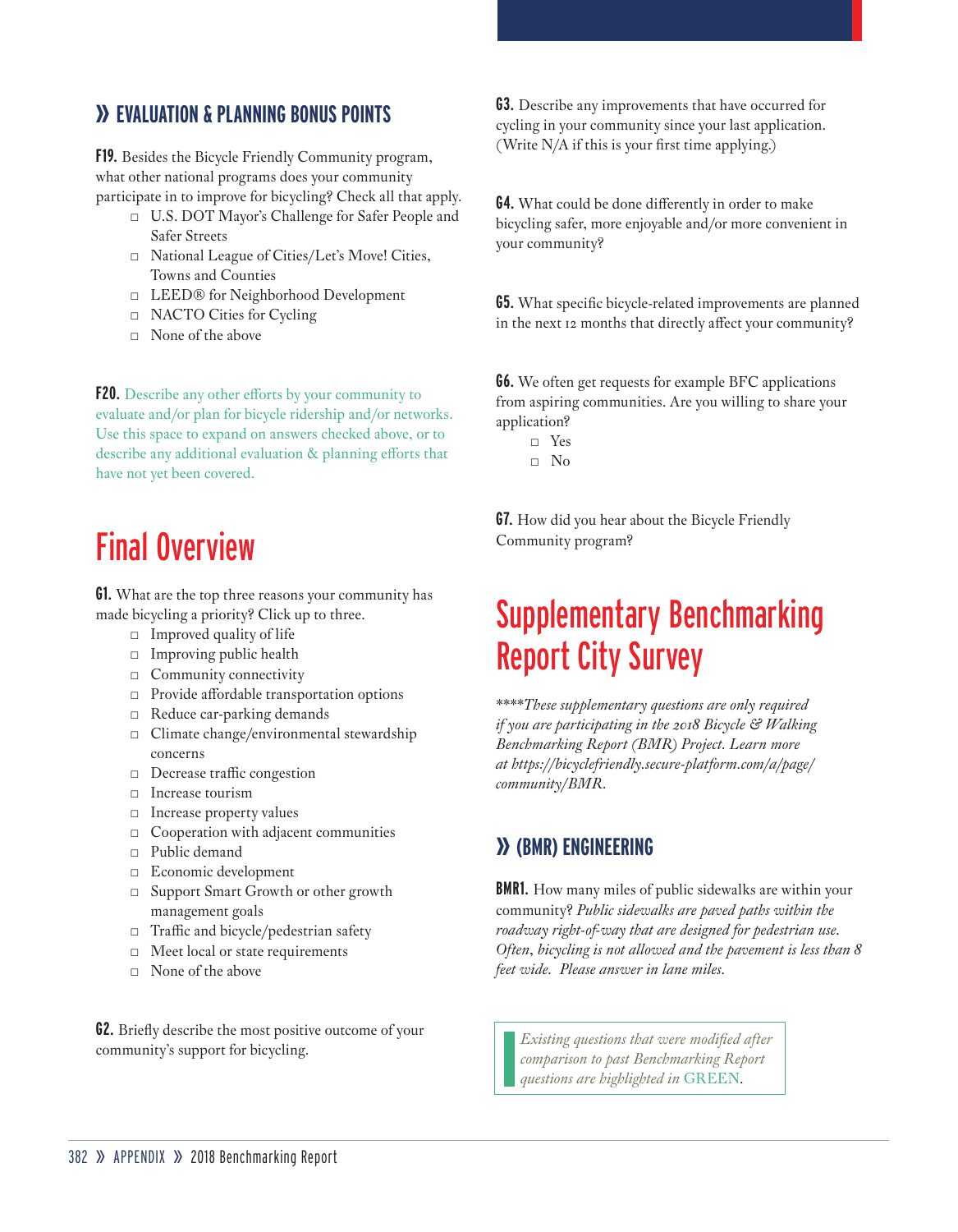### » EVALUATION & PLANNING BONUS POINTS

**F19.** Besides the Bicycle Friendly Community program, what other national programs does your community participate in to improve for bicycling? Check all that apply.

- □ U.S. DOT Mayor's Challenge for Safer People and Safer Streets
- □ National League of Cities/Let's Move! Cities, Towns and Counties
- □ LEED® for Neighborhood Development
- □ NACTO Cities for Cycling
- □ None of the above

**F20.** Describe any other efforts by your community to evaluate and/or plan for bicycle ridership and/or networks. Use this space to expand on answers checked above, or to describe any additional evaluation & planning efforts that have not yet been covered.

## Final Overview

**G1.** What are the top three reasons your community has made bicycling a priority? Click up to three.

- □ Improved quality of life
- □ Improving public health
- □ Community connectivity
- □ Provide affordable transportation options
- □ Reduce car-parking demands
- □ Climate change/environmental stewardship concerns
- □ Decrease traffic congestion
- □ Increase tourism
- □ Increase property values
- □ Cooperation with adjacent communities
- □ Public demand
- □ Economic development
- □ Support Smart Growth or other growth management goals
- □ Traffic and bicycle/pedestrian safety
- □ Meet local or state requirements
- □ None of the above

**G2.** Briefly describe the most positive outcome of your community's support for bicycling.

**G3.** Describe any improvements that have occurred for cycling in your community since your last application. (Write N/A if this is your first time applying.)

**G4.** What could be done differently in order to make bicycling safer, more enjoyable and/or more convenient in your community?

**G5.** What specific bicycle-related improvements are planned in the next 12 months that directly affect your community?

**G6.** We often get requests for example BFC applications from aspiring communities. Are you willing to share your application?

- □ Yes
- □ No

**G7.** How did you hear about the Bicycle Friendly Community program?

## Supplementary Benchmarking Report City Survey

*\*\*\*\*These supplementary questions are only required if you are participating in the 2018 Bicycle & Walking Benchmarking Report (BMR) Project. Learn more at https://bicyclefriendly.secure-platform.com/a/page/community/BMR.*

### » (BMR) ENGINEERING

**BMR1.** How many miles of public sidewalks are within your community? *Public sidewalks are paved paths within the roadway right-of-way that are designed for pedestrian use. Often, bicycling is not allowed and the pavement is less than 8 feet wide. Please answer in lane miles.*

> *Existing questions that were modified after comparison to past Benchmarking Report questions are highlighted in* GREEN.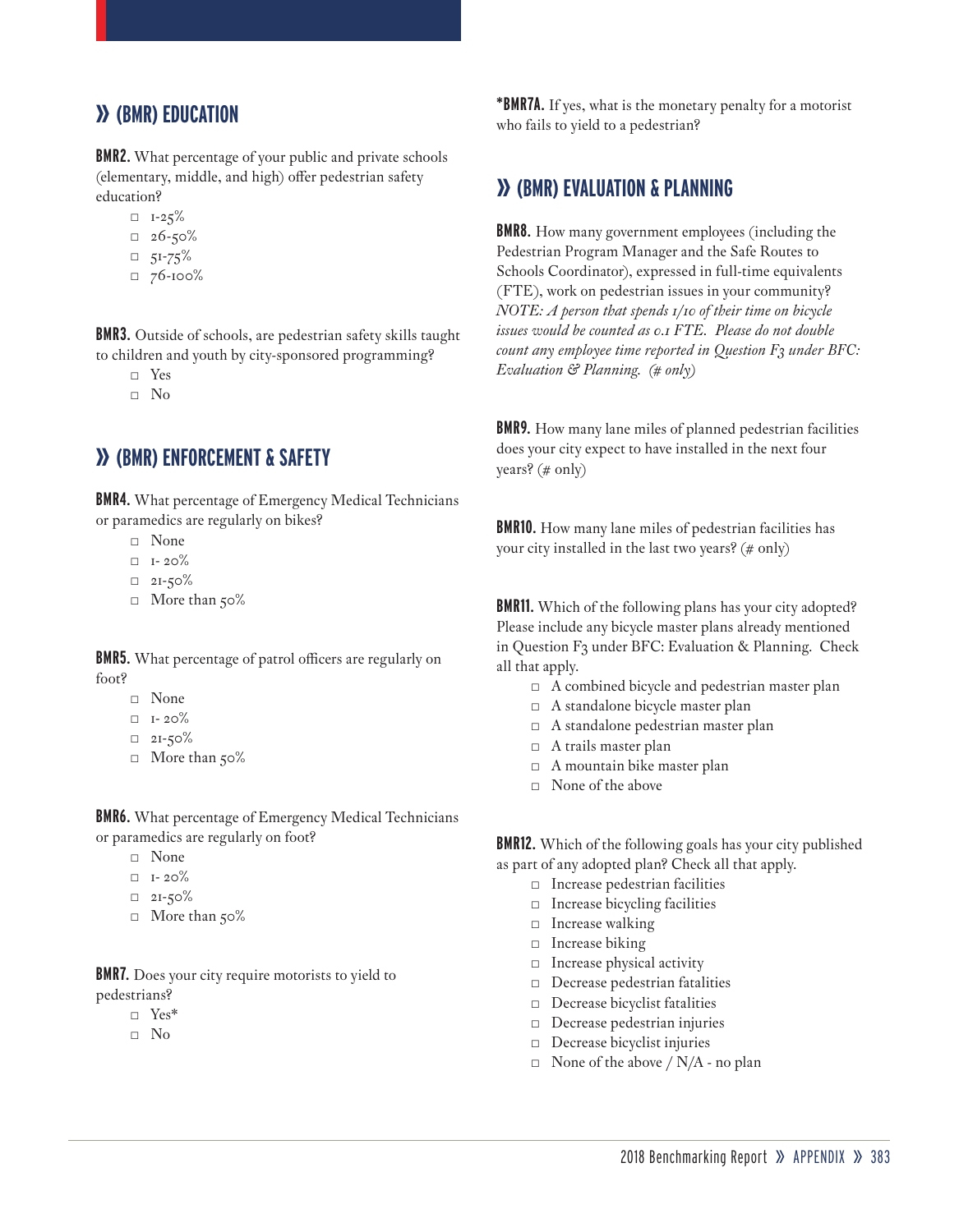## » (BMR) EDUCATION

**BMR2.** What percentage of your public and private schools (elementary, middle, and high) offer pedestrian safety education?

- □ 1-25%
- □ 26-50%
- □ 51-75%
- □ 76-100%

**BMR3.** Outside of schools, are pedestrian safety skills taught to children and youth by city-sponsored programming?

- □ Yes
- □ No

## » (BMR) ENFORCEMENT & SAFETY

**BMR4.** What percentage of Emergency Medical Technicians or paramedics are regularly on bikes?

- □ None
- □ 1- 20%
- □ 21-50%
- □ More than 50%

**BMR5.** What percentage of patrol officers are regularly on foot?

- □ None
- □ 1- 20%
- □ 21-50%
- □ More than 50%

**BMR6.** What percentage of Emergency Medical Technicians or paramedics are regularly on foot?

- □ None
- □ 1- 20%
- □ 21-50%
- □ More than 50%

**BMR7.** Does your city require motorists to yield to pedestrians?

- □ Yes*
- □ No

***BMR7A.** If yes, what is the monetary penalty for a motorist who fails to yield to a pedestrian?

## » (BMR) EVALUATION & PLANNING

**BMR8.** How many government employees (including the Pedestrian Program Manager and the Safe Routes to Schools Coordinator), expressed in full-time equivalents (FTE), work on pedestrian issues in your community? *NOTE: A person that spends 1/10 of their time on bicycle issues would be counted as 0.1 FTE. Please do not double count any employee time reported in Question F3 under BFC: Evaluation & Planning. (# only)*

**BMR9.** How many lane miles of planned pedestrian facilities does your city expect to have installed in the next four years? (# only)

**BMR10.** How many lane miles of pedestrian facilities has your city installed in the last two years? (# only)

**BMR11.** Which of the following plans has your city adopted? Please include any bicycle master plans already mentioned in Question F3 under BFC: Evaluation & Planning. Check all that apply.

- □ A combined bicycle and pedestrian master plan
- □ A standalone bicycle master plan
- □ A standalone pedestrian master plan
- □ A trails master plan
- □ A mountain bike master plan
- □ None of the above

**BMR12.** Which of the following goals has your city published as part of any adopted plan? Check all that apply.

- □ Increase pedestrian facilities
- □ Increase bicycling facilities
- □ Increase walking
- □ Increase biking
- □ Increase physical activity
- □ Decrease pedestrian fatalities
- □ Decrease bicyclist fatalities
- □ Decrease pedestrian injuries
- □ Decrease bicyclist injuries
- □ None of the above / N/A - no plan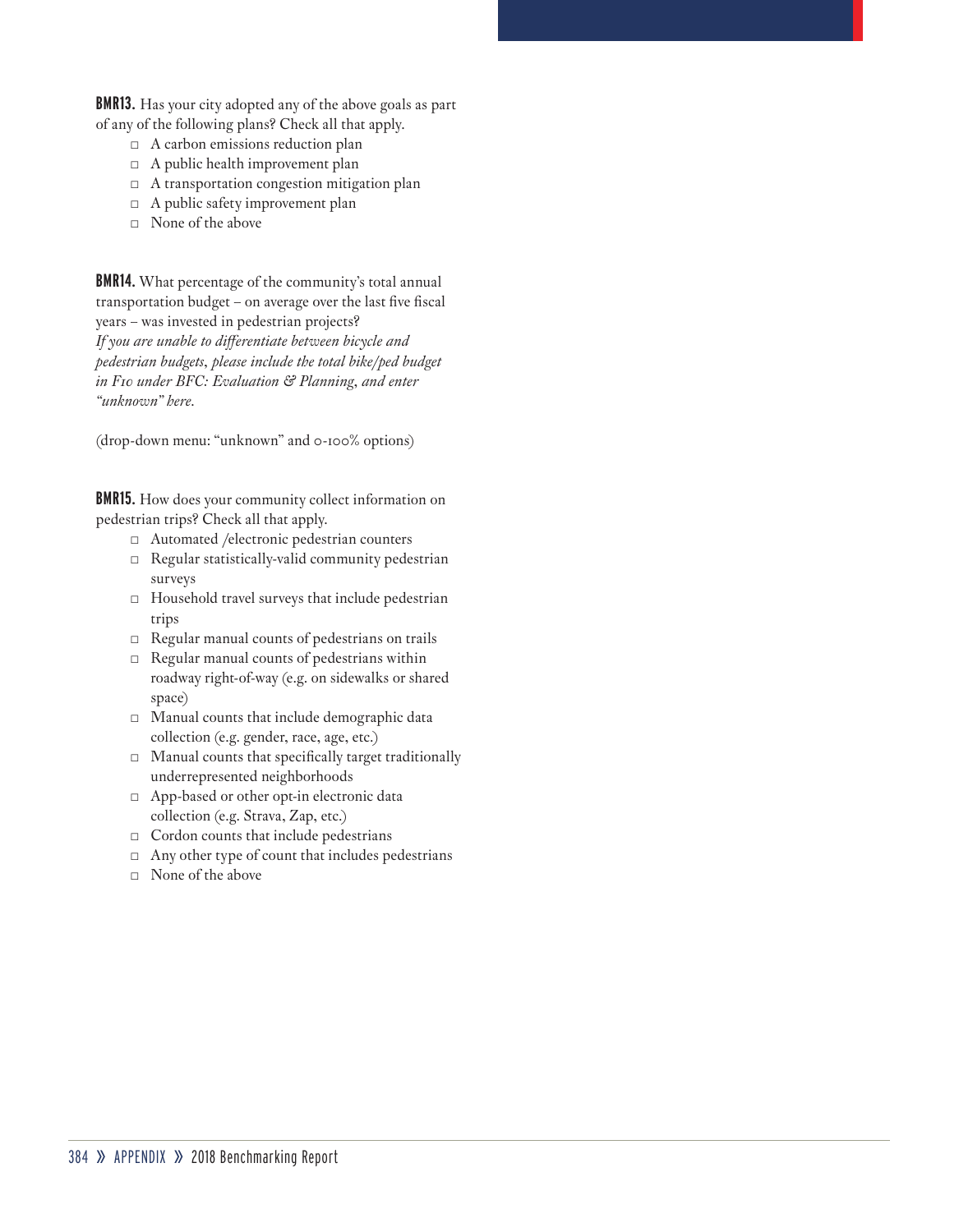**BMR13.** Has your city adopted any of the above goals as part of any of the following plans? Check all that apply.

- □ A carbon emissions reduction plan
- □ A public health improvement plan
- □ A transportation congestion mitigation plan
- □ A public safety improvement plan
- □ None of the above

**BMR14.** What percentage of the community's total annual transportation budget – on average over the last five fiscal years – was invested in pedestrian projects?
*If you are unable to differentiate between bicycle and pedestrian budgets, please include the total bike/ped budget in F10 under BFC: Evaluation & Planning, and enter "unknown" here.*

(drop-down menu: "unknown" and 0-100% options)

**BMR15.** How does your community collect information on pedestrian trips? Check all that apply.

- □ Automated /electronic pedestrian counters
- □ Regular statistically-valid community pedestrian surveys
- □ Household travel surveys that include pedestrian trips
- □ Regular manual counts of pedestrians on trails
- □ Regular manual counts of pedestrians within roadway right-of-way (e.g. on sidewalks or shared space)
- □ Manual counts that include demographic data collection (e.g. gender, race, age, etc.)
- □ Manual counts that specifically target traditionally underrepresented neighborhoods
- □ App-based or other opt-in electronic data collection (e.g. Strava, Zap, etc.)
- □ Cordon counts that include pedestrians
- □ Any other type of count that includes pedestrians
- □ None of the above